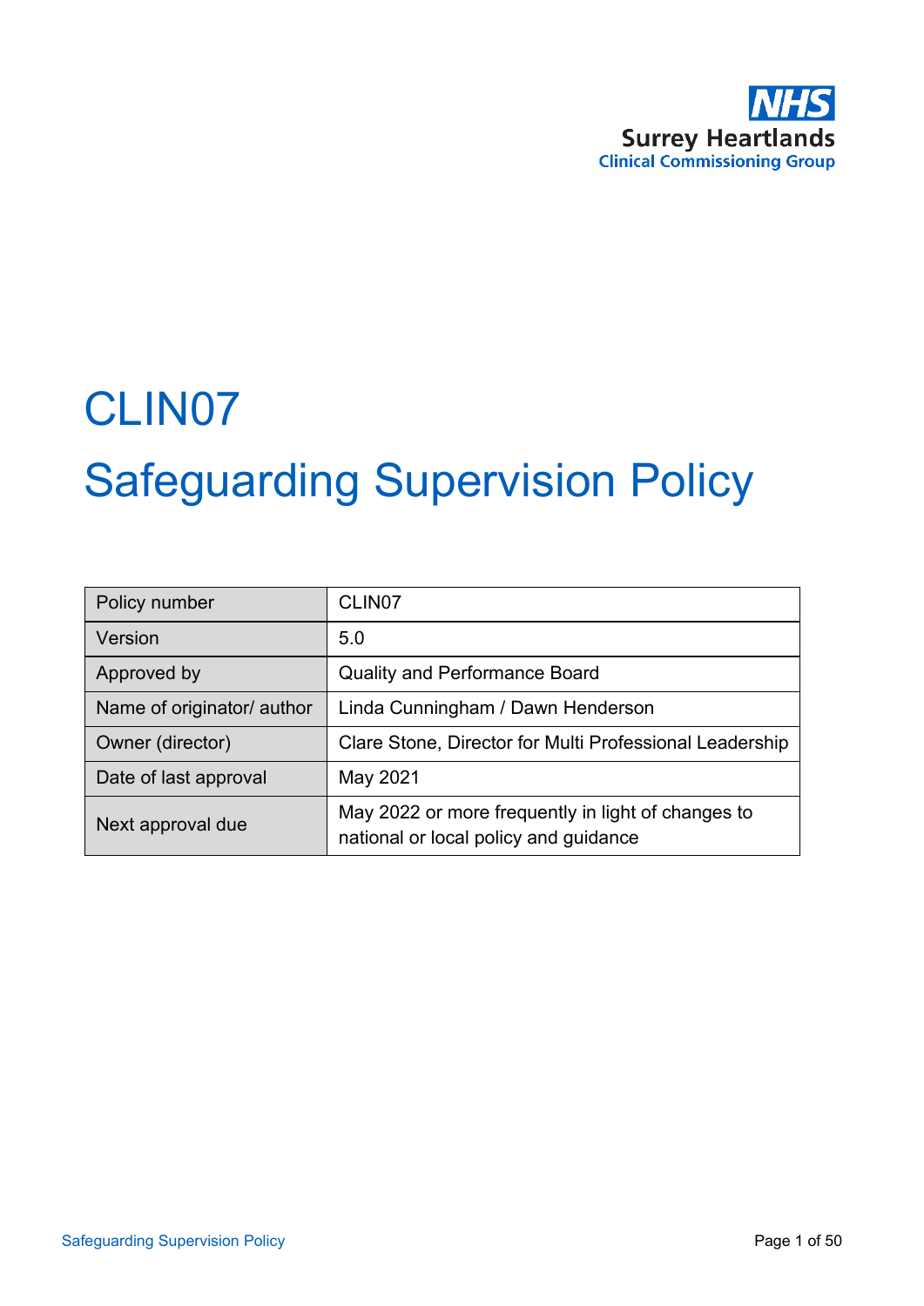NHS Surrey Heartlands Clinical Commissioning Group

# CLIN07

# Safeguarding Supervision Policy

| Policy number | CLIN07 |
|---|---|
| Version | 5.0 |
| Approved by | Quality and Performance Board |
| Name of originator/ author | Linda Cunningham / Dawn Henderson |
| Owner (director) | Clare Stone, Director for Multi Professional Leadership |
| Date of last approval | May 2021 |
| Next approval due | May 2022 or more frequently in light of changes to national or local policy and guidance |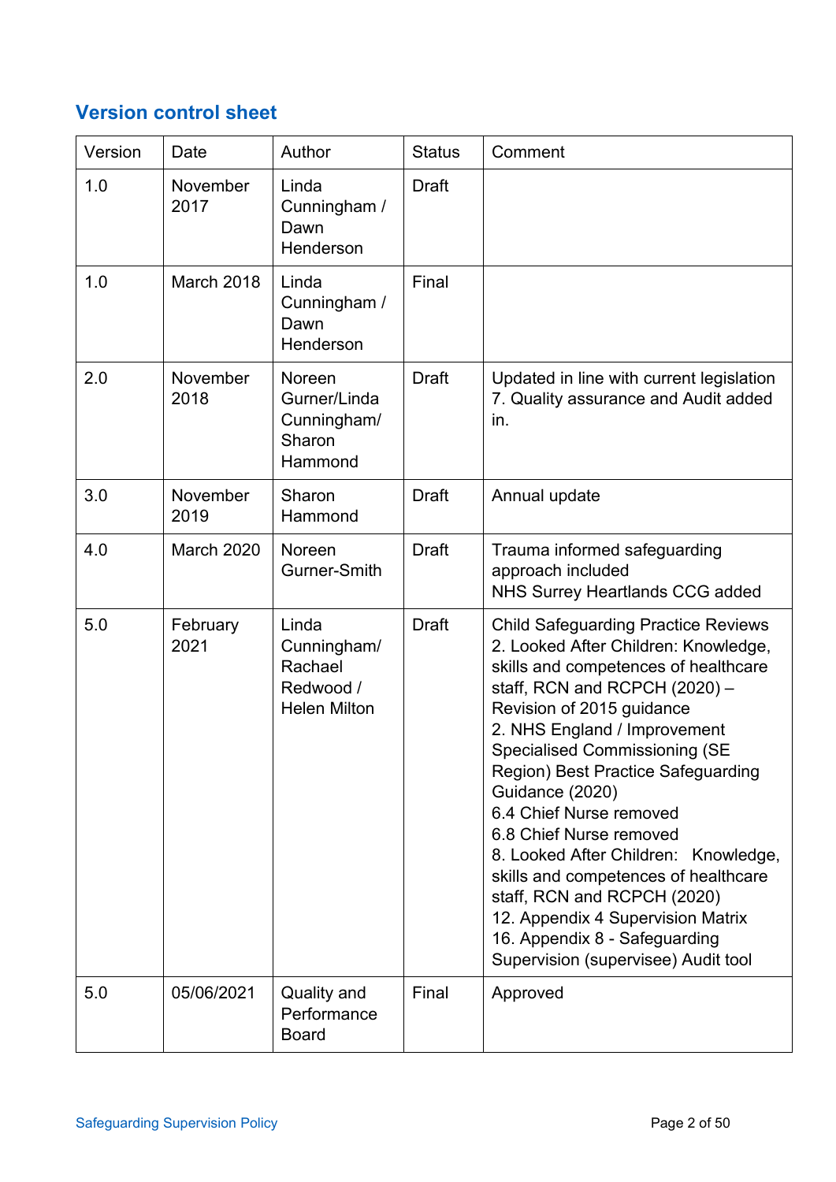## Version control sheet

| Version | Date | Author | Status | Comment |
|---|---|---|---|---|
| 1.0 | November 2017 | Linda Cunningham / Dawn Henderson | Draft | |
| 1.0 | March 2018 | Linda Cunningham / Dawn Henderson | Final | |
| 2.0 | November 2018 | Noreen Gurner/Linda Cunningham/ Sharon Hammond | Draft | Updated in line with current legislation<br>7. Quality assurance and Audit added in. |
| 3.0 | November 2019 | Sharon Hammond | Draft | Annual update |
| 4.0 | March 2020 | Noreen Gurner-Smith | Draft | Trauma informed safeguarding approach included<br>NHS Surrey Heartlands CCG added |
| 5.0 | February 2021 | Linda Cunningham/ Rachael Redwood / Helen Milton | Draft | Child Safeguarding Practice Reviews<br>2. Looked After Children: Knowledge, skills and competences of healthcare staff, RCN and RCPCH (2020) – Revision of 2015 guidance<br>2. NHS England / Improvement Specialised Commissioning (SE Region) Best Practice Safeguarding Guidance (2020)<br>6.4 Chief Nurse removed<br>6.8 Chief Nurse removed<br>8. Looked After Children: Knowledge, skills and competences of healthcare staff, RCN and RCPCH (2020)<br>12. Appendix 4 Supervision Matrix<br>16. Appendix 8 - Safeguarding Supervision (supervisee) Audit tool |
| 5.0 | 05/06/2021 | Quality and Performance Board | Final | Approved |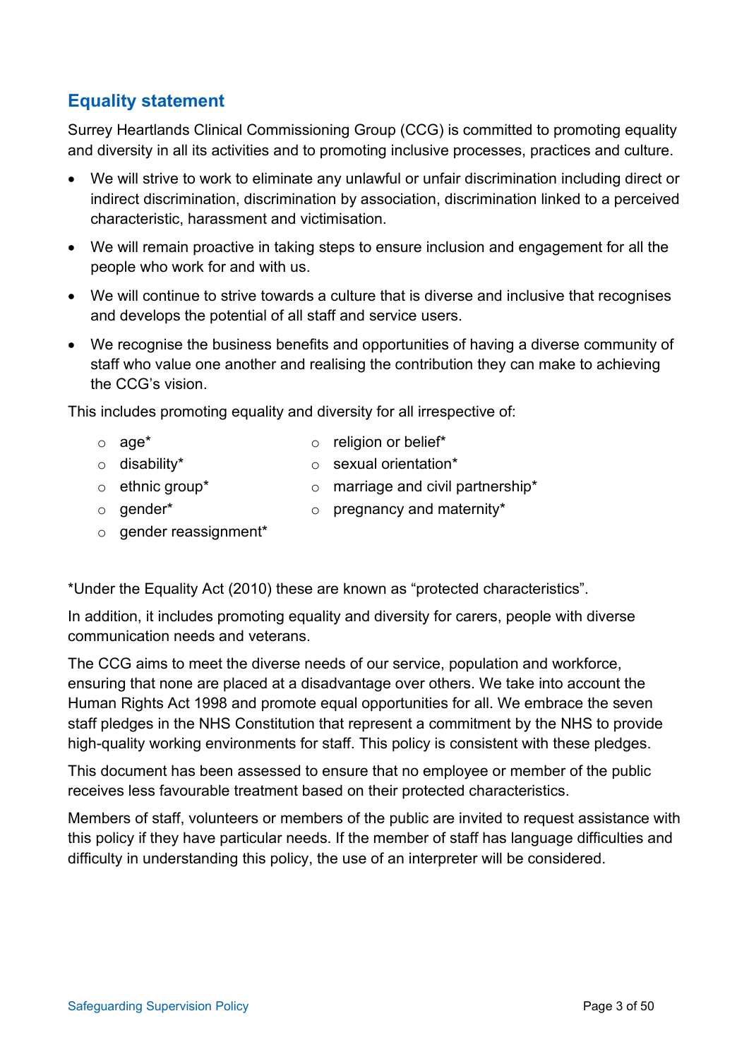## Equality statement

Surrey Heartlands Clinical Commissioning Group (CCG) is committed to promoting equality and diversity in all its activities and to promoting inclusive processes, practices and culture.

- We will strive to work to eliminate any unlawful or unfair discrimination including direct or indirect discrimination, discrimination by association, discrimination linked to a perceived characteristic, harassment and victimisation.
- We will remain proactive in taking steps to ensure inclusion and engagement for all the people who work for and with us.
- We will continue to strive towards a culture that is diverse and inclusive that recognises and develops the potential of all staff and service users.
- We recognise the business benefits and opportunities of having a diverse community of staff who value one another and realising the contribution they can make to achieving the CCG's vision.

This includes promoting equality and diversity for all irrespective of:

- age*
- disability*
- ethnic group*
- gender*
- gender reassignment*
- religion or belief*
- sexual orientation*
- marriage and civil partnership*
- pregnancy and maternity*

*Under the Equality Act (2010) these are known as "protected characteristics".

In addition, it includes promoting equality and diversity for carers, people with diverse communication needs and veterans.

The CCG aims to meet the diverse needs of our service, population and workforce, ensuring that none are placed at a disadvantage over others. We take into account the Human Rights Act 1998 and promote equal opportunities for all. We embrace the seven staff pledges in the NHS Constitution that represent a commitment by the NHS to provide high-quality working environments for staff. This policy is consistent with these pledges.

This document has been assessed to ensure that no employee or member of the public receives less favourable treatment based on their protected characteristics.

Members of staff, volunteers or members of the public are invited to request assistance with this policy if they have particular needs. If the member of staff has language difficulties and difficulty in understanding this policy, the use of an interpreter will be considered.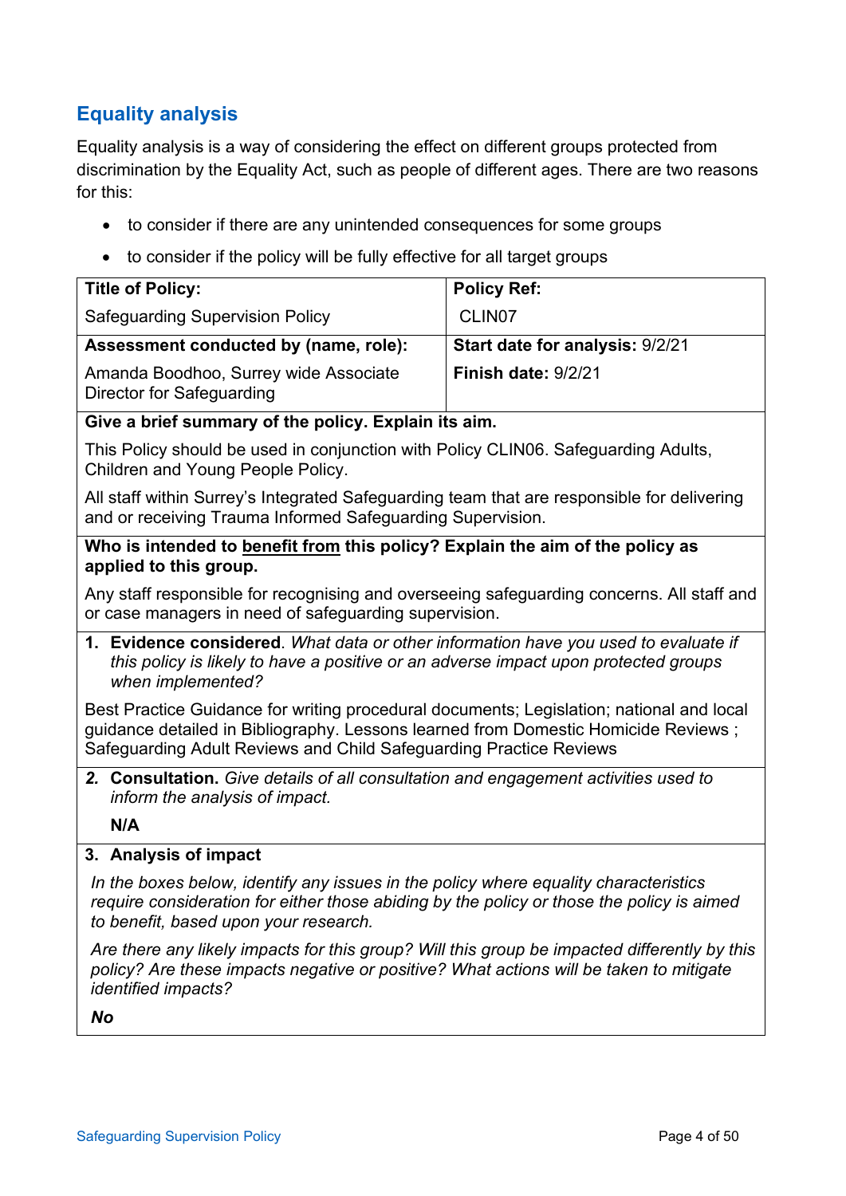## Equality analysis

Equality analysis is a way of considering the effect on different groups protected from discrimination by the Equality Act, such as people of different ages. There are two reasons for this:

- to consider if there are any unintended consequences for some groups
- to consider if the policy will be fully effective for all target groups

| **Title of Policy:**<br>Safeguarding Supervision Policy | **Policy Ref:**<br>CLIN07 |
|---|---|
| **Assessment conducted by (name, role):**<br>Amanda Boodhoo, Surrey wide Associate Director for Safeguarding | **Start date for analysis:** 9/2/21<br>**Finish date:** 9/2/21 |
| **Give a brief summary of the policy. Explain its aim.**<br>This Policy should be used in conjunction with Policy CLIN06. Safeguarding Adults, Children and Young People Policy.<br>All staff within Surrey's Integrated Safeguarding team that are responsible for delivering and or receiving Trauma Informed Safeguarding Supervision. | |
| **Who is intended to <u>benefit from</u> this policy? Explain the aim of the policy as applied to this group.**<br>Any staff responsible for recognising and overseeing safeguarding concerns. All staff and or case managers in need of safeguarding supervision. | |
| **1. Evidence considered**. *What data or other information have you used to evaluate if this policy is likely to have a positive or an adverse impact upon protected groups when implemented?*<br>Best Practice Guidance for writing procedural documents; Legislation; national and local guidance detailed in Bibliography. Lessons learned from Domestic Homicide Reviews ; Safeguarding Adult Reviews and Child Safeguarding Practice Reviews | |
| ***2.*** **Consultation.** *Give details of all consultation and engagement activities used to inform the analysis of impact.*<br>**N/A** | |
| **3. Analysis of impact**<br>*In the boxes below, identify any issues in the policy where equality characteristics require consideration for either those abiding by the policy or those the policy is aimed to benefit, based upon your research.*<br>*Are there any likely impacts for this group? Will this group be impacted differently by this policy? Are these impacts negative or positive? What actions will be taken to mitigate identified impacts?*<br>***No*** | |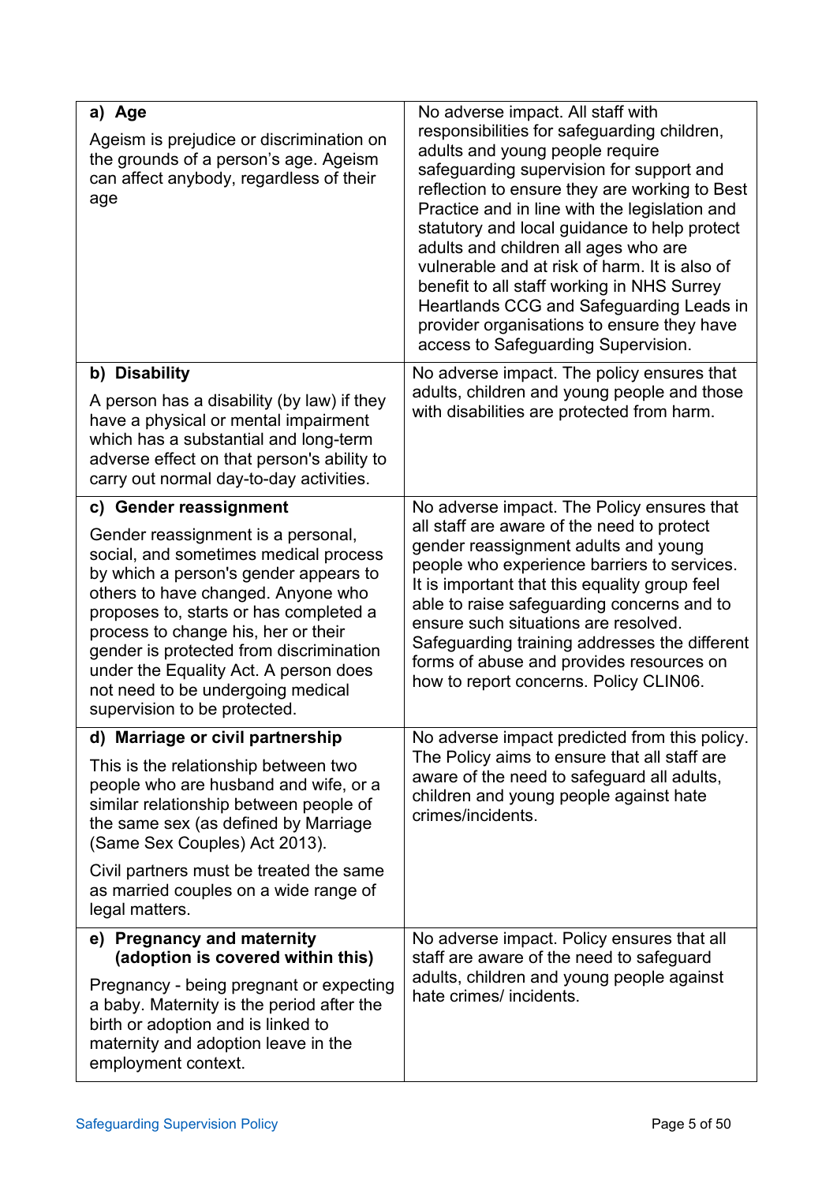| | |
|---|---|
| **a) Age**<br><br>Ageism is prejudice or discrimination on the grounds of a person's age. Ageism can affect anybody, regardless of their age | No adverse impact. All staff with responsibilities for safeguarding children, adults and young people require safeguarding supervision for support and reflection to ensure they are working to Best Practice and in line with the legislation and statutory and local guidance to help protect adults and children all ages who are vulnerable and at risk of harm. It is also of benefit to all staff working in NHS Surrey Heartlands CCG and Safeguarding Leads in provider organisations to ensure they have access to Safeguarding Supervision. |
| **b) Disability**<br><br>A person has a disability (by law) if they have a physical or mental impairment which has a substantial and long-term adverse effect on that person's ability to carry out normal day-to-day activities. | No adverse impact. The policy ensures that adults, children and young people and those with disabilities are protected from harm. |
| **c) Gender reassignment**<br><br>Gender reassignment is a personal, social, and sometimes medical process by which a person's gender appears to others to have changed. Anyone who proposes to, starts or has completed a process to change his, her or their gender is protected from discrimination under the Equality Act. A person does not need to be undergoing medical supervision to be protected. | No adverse impact. The Policy ensures that all staff are aware of the need to protect gender reassignment adults and young people who experience barriers to services. It is important that this equality group feel able to raise safeguarding concerns and to ensure such situations are resolved. Safeguarding training addresses the different forms of abuse and provides resources on how to report concerns. Policy CLIN06. |
| **d) Marriage or civil partnership**<br><br>This is the relationship between two people who are husband and wife, or a similar relationship between people of the same sex (as defined by Marriage (Same Sex Couples) Act 2013).<br><br>Civil partners must be treated the same as married couples on a wide range of legal matters. | No adverse impact predicted from this policy. The Policy aims to ensure that all staff are aware of the need to safeguard all adults, children and young people against hate crimes/incidents. |
| **e) Pregnancy and maternity (adoption is covered within this)**<br><br>Pregnancy - being pregnant or expecting a baby. Maternity is the period after the birth or adoption and is linked to maternity and adoption leave in the employment context. | No adverse impact. Policy ensures that all staff are aware of the need to safeguard adults, children and young people against hate crimes/ incidents. |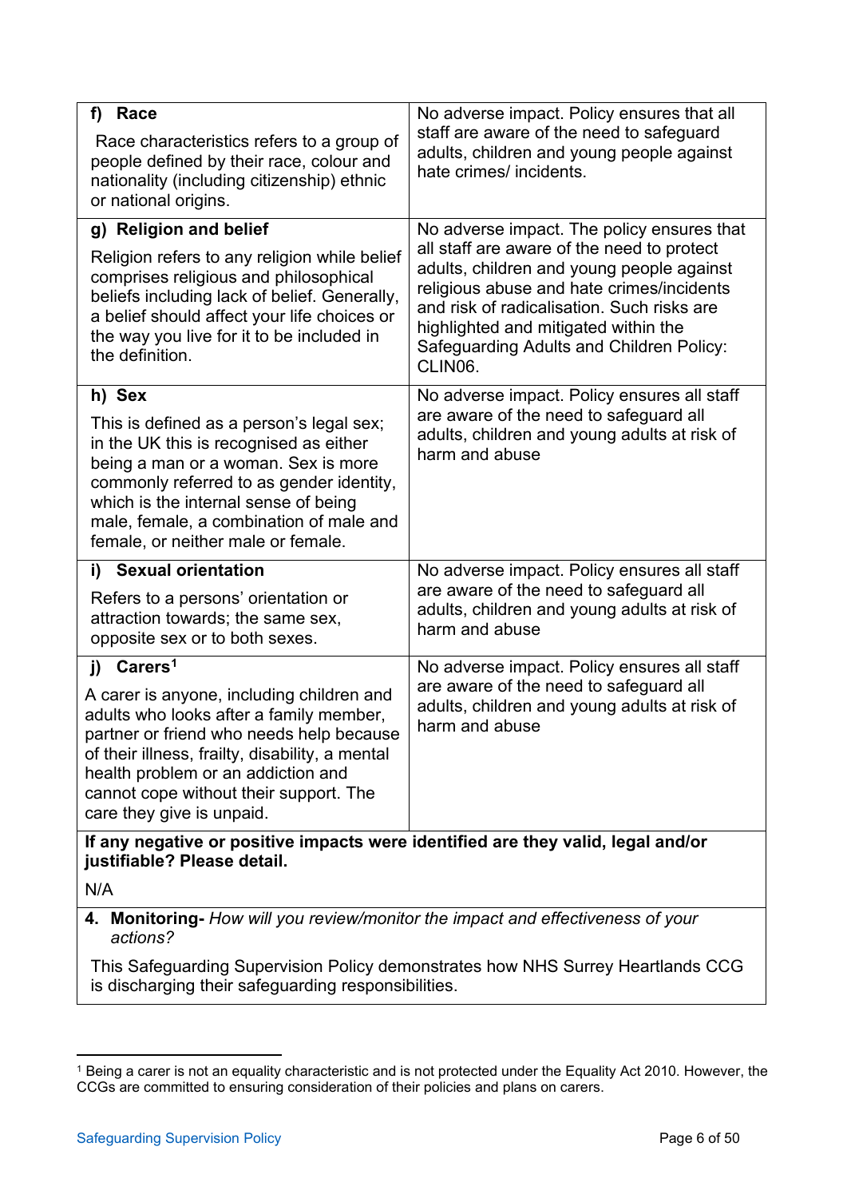| | |
|---|---|
| **f) Race**<br><br>Race characteristics refers to a group of people defined by their race, colour and nationality (including citizenship) ethnic or national origins. | No adverse impact. Policy ensures that all staff are aware of the need to safeguard adults, children and young people against hate crimes/ incidents. |
| **g) Religion and belief**<br><br>Religion refers to any religion while belief comprises religious and philosophical beliefs including lack of belief. Generally, a belief should affect your life choices or the way you live for it to be included in the definition. | No adverse impact. The policy ensures that all staff are aware of the need to protect adults, children and young people against religious abuse and hate crimes/incidents and risk of radicalisation. Such risks are highlighted and mitigated within the Safeguarding Adults and Children Policy: CLIN06. |
| **h) Sex**<br><br>This is defined as a person's legal sex; in the UK this is recognised as either being a man or a woman. Sex is more commonly referred to as gender identity, which is the internal sense of being male, female, a combination of male and female, or neither male or female. | No adverse impact. Policy ensures all staff are aware of the need to safeguard all adults, children and young adults at risk of harm and abuse |
| **i) Sexual orientation**<br><br>Refers to a persons' orientation or attraction towards; the same sex, opposite sex or to both sexes. | No adverse impact. Policy ensures all staff are aware of the need to safeguard all adults, children and young adults at risk of harm and abuse |
| **j) Carers**[1]<br><br>A carer is anyone, including children and adults who looks after a family member, partner or friend who needs help because of their illness, frailty, disability, a mental health problem or an addiction and cannot cope without their support. The care they give is unpaid. | No adverse impact. Policy ensures all staff are aware of the need to safeguard all adults, children and young adults at risk of harm and abuse |
| **If any negative or positive impacts were identified are they valid, legal and/or justifiable? Please detail.**<br><br>N/A | |
| **4. Monitoring-** *How will you review/monitor the impact and effectiveness of your actions?*<br><br>This Safeguarding Supervision Policy demonstrates how NHS Surrey Heartlands CCG is discharging their safeguarding responsibilities. | |

[1] Being a carer is not an equality characteristic and is not protected under the Equality Act 2010. However, the CCGs are committed to ensuring consideration of their policies and plans on carers.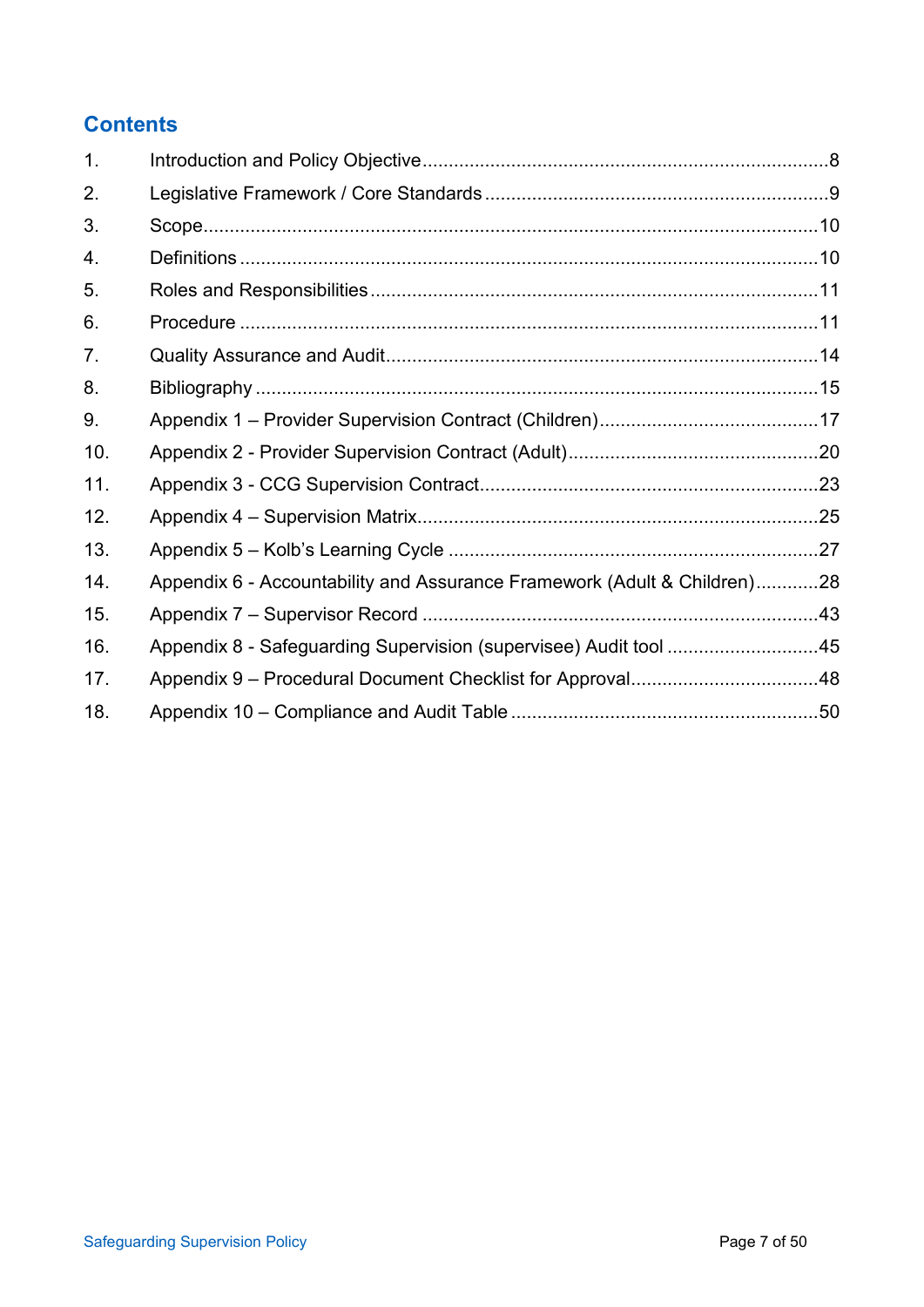## Contents

1. Introduction and Policy Objective ............................................................................8
2. Legislative Framework / Core Standards .................................................................9
3. Scope....................................................................................................................10
4. Definitions ............................................................................................................10
5. Roles and Responsibilities ....................................................................................11
6. Procedure .............................................................................................................11
7. Quality Assurance and Audit.................................................................................14
8. Bibliography ..........................................................................................................15
9. Appendix 1 – Provider Supervision Contract (Children)..........................................17
10. Appendix 2 - Provider Supervision Contract (Adult)................................................20
11. Appendix 3 - CCG Supervision Contract................................................................23
12. Appendix 4 – Supervision Matrix............................................................................25
13. Appendix 5 – Kolb's Learning Cycle .....................................................................27
14. Appendix 6 - Accountability and Assurance Framework (Adult & Children)............28
15. Appendix 7 – Supervisor Record ...........................................................................43
16. Appendix 8 - Safeguarding Supervision (supervisee) Audit tool .............................45
17. Appendix 9 – Procedural Document Checklist for Approval...................................48
18. Appendix 10 – Compliance and Audit Table ..........................................................50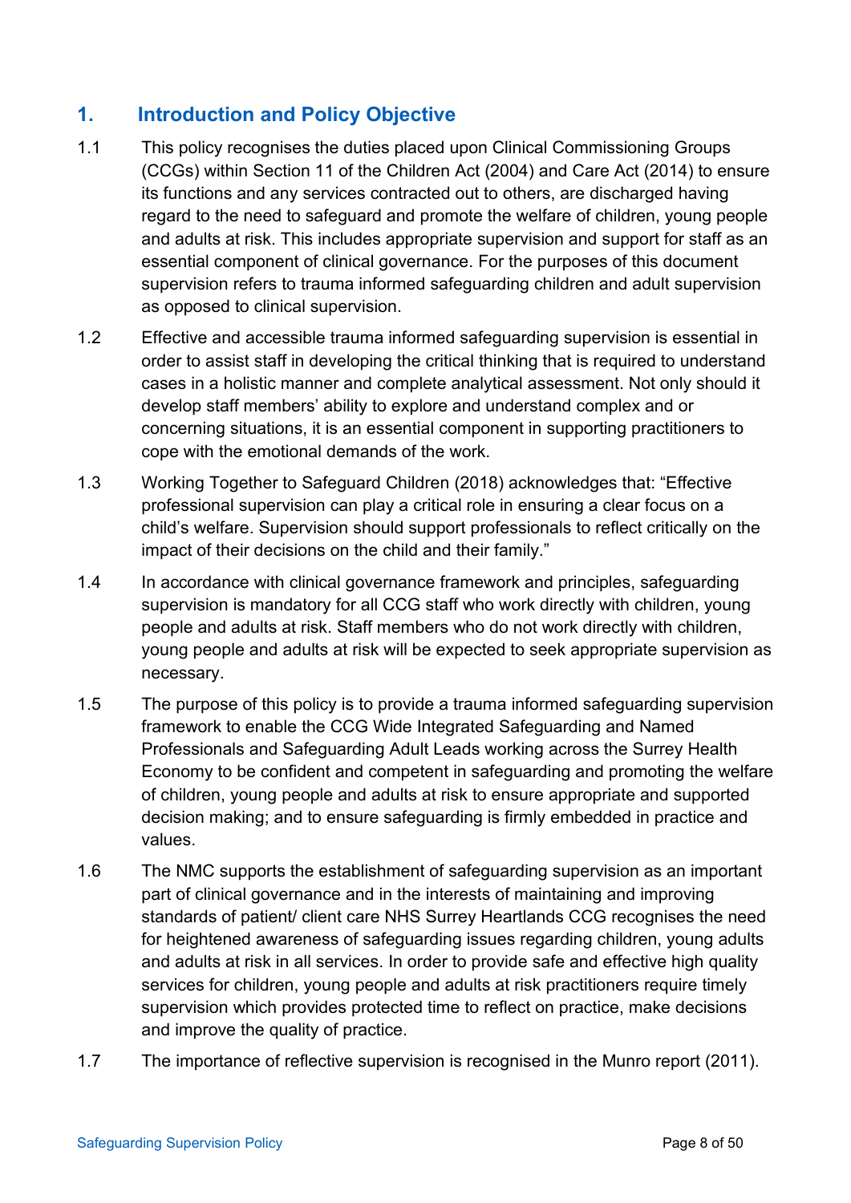## 1. Introduction and Policy Objective

1.1 This policy recognises the duties placed upon Clinical Commissioning Groups (CCGs) within Section 11 of the Children Act (2004) and Care Act (2014) to ensure its functions and any services contracted out to others, are discharged having regard to the need to safeguard and promote the welfare of children, young people and adults at risk. This includes appropriate supervision and support for staff as an essential component of clinical governance. For the purposes of this document supervision refers to trauma informed safeguarding children and adult supervision as opposed to clinical supervision.

1.2 Effective and accessible trauma informed safeguarding supervision is essential in order to assist staff in developing the critical thinking that is required to understand cases in a holistic manner and complete analytical assessment. Not only should it develop staff members' ability to explore and understand complex and or concerning situations, it is an essential component in supporting practitioners to cope with the emotional demands of the work.

1.3 Working Together to Safeguard Children (2018) acknowledges that: "Effective professional supervision can play a critical role in ensuring a clear focus on a child's welfare. Supervision should support professionals to reflect critically on the impact of their decisions on the child and their family."

1.4 In accordance with clinical governance framework and principles, safeguarding supervision is mandatory for all CCG staff who work directly with children, young people and adults at risk. Staff members who do not work directly with children, young people and adults at risk will be expected to seek appropriate supervision as necessary.

1.5 The purpose of this policy is to provide a trauma informed safeguarding supervision framework to enable the CCG Wide Integrated Safeguarding and Named Professionals and Safeguarding Adult Leads working across the Surrey Health Economy to be confident and competent in safeguarding and promoting the welfare of children, young people and adults at risk to ensure appropriate and supported decision making; and to ensure safeguarding is firmly embedded in practice and values.

1.6 The NMC supports the establishment of safeguarding supervision as an important part of clinical governance and in the interests of maintaining and improving standards of patient/ client care NHS Surrey Heartlands CCG recognises the need for heightened awareness of safeguarding issues regarding children, young adults and adults at risk in all services. In order to provide safe and effective high quality services for children, young people and adults at risk practitioners require timely supervision which provides protected time to reflect on practice, make decisions and improve the quality of practice.

1.7 The importance of reflective supervision is recognised in the Munro report (2011).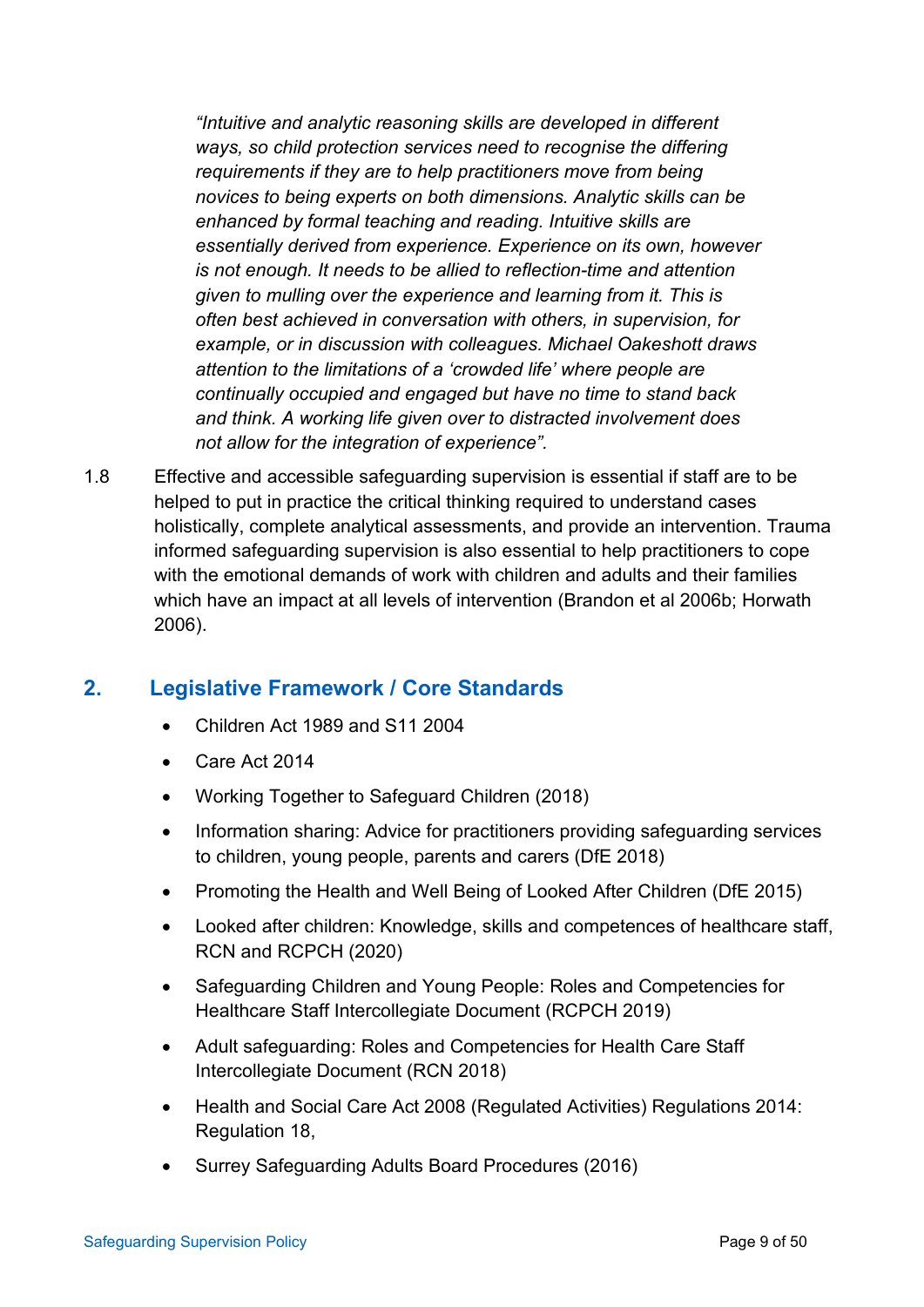*"Intuitive and analytic reasoning skills are developed in different ways, so child protection services need to recognise the differing requirements if they are to help practitioners move from being novices to being experts on both dimensions. Analytic skills can be enhanced by formal teaching and reading. Intuitive skills are essentially derived from experience. Experience on its own, however is not enough. It needs to be allied to reflection-time and attention given to mulling over the experience and learning from it. This is often best achieved in conversation with others, in supervision, for example, or in discussion with colleagues. Michael Oakeshott draws attention to the limitations of a 'crowded life' where people are continually occupied and engaged but have no time to stand back and think. A working life given over to distracted involvement does not allow for the integration of experience".*

1.8 Effective and accessible safeguarding supervision is essential if staff are to be helped to put in practice the critical thinking required to understand cases holistically, complete analytical assessments, and provide an intervention. Trauma informed safeguarding supervision is also essential to help practitioners to cope with the emotional demands of work with children and adults and their families which have an impact at all levels of intervention (Brandon et al 2006b; Horwath 2006).

## 2. Legislative Framework / Core Standards

- Children Act 1989 and S11 2004
- Care Act 2014
- Working Together to Safeguard Children (2018)
- Information sharing: Advice for practitioners providing safeguarding services to children, young people, parents and carers (DfE 2018)
- Promoting the Health and Well Being of Looked After Children (DfE 2015)
- Looked after children: Knowledge, skills and competences of healthcare staff, RCN and RCPCH (2020)
- Safeguarding Children and Young People: Roles and Competencies for Healthcare Staff Intercollegiate Document (RCPCH 2019)
- Adult safeguarding: Roles and Competencies for Health Care Staff Intercollegiate Document (RCN 2018)
- Health and Social Care Act 2008 (Regulated Activities) Regulations 2014: Regulation 18,
- Surrey Safeguarding Adults Board Procedures (2016)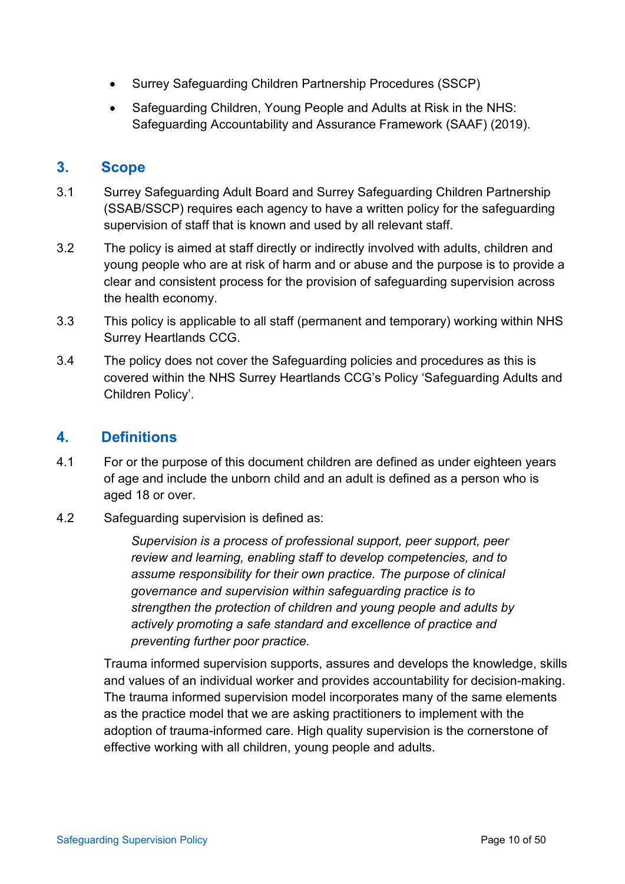- Surrey Safeguarding Children Partnership Procedures (SSCP)
- Safeguarding Children, Young People and Adults at Risk in the NHS: Safeguarding Accountability and Assurance Framework (SAAF) (2019).

## 3. Scope

3.1 Surrey Safeguarding Adult Board and Surrey Safeguarding Children Partnership (SSAB/SSCP) requires each agency to have a written policy for the safeguarding supervision of staff that is known and used by all relevant staff.

3.2 The policy is aimed at staff directly or indirectly involved with adults, children and young people who are at risk of harm and or abuse and the purpose is to provide a clear and consistent process for the provision of safeguarding supervision across the health economy.

3.3 This policy is applicable to all staff (permanent and temporary) working within NHS Surrey Heartlands CCG.

3.4 The policy does not cover the Safeguarding policies and procedures as this is covered within the NHS Surrey Heartlands CCG's Policy 'Safeguarding Adults and Children Policy'.

## 4. Definitions

4.1 For or the purpose of this document children are defined as under eighteen years of age and include the unborn child and an adult is defined as a person who is aged 18 or over.

4.2 Safeguarding supervision is defined as:

> *Supervision is a process of professional support, peer support, peer review and learning, enabling staff to develop competencies, and to assume responsibility for their own practice. The purpose of clinical governance and supervision within safeguarding practice is to strengthen the protection of children and young people and adults by actively promoting a safe standard and excellence of practice and preventing further poor practice.*

Trauma informed supervision supports, assures and develops the knowledge, skills and values of an individual worker and provides accountability for decision-making. The trauma informed supervision model incorporates many of the same elements as the practice model that we are asking practitioners to implement with the adoption of trauma-informed care. High quality supervision is the cornerstone of effective working with all children, young people and adults.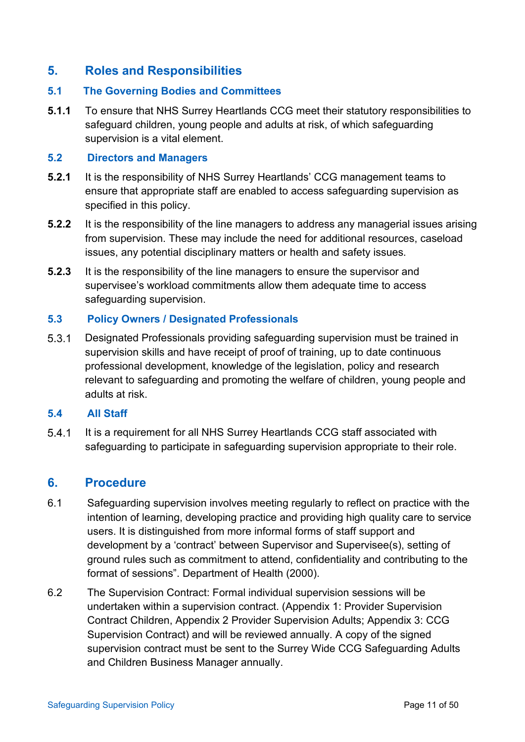## 5. Roles and Responsibilities

### 5.1 The Governing Bodies and Committees

**5.1.1** To ensure that NHS Surrey Heartlands CCG meet their statutory responsibilities to safeguard children, young people and adults at risk, of which safeguarding supervision is a vital element.

### 5.2 Directors and Managers

**5.2.1** It is the responsibility of NHS Surrey Heartlands' CCG management teams to ensure that appropriate staff are enabled to access safeguarding supervision as specified in this policy.

**5.2.2** It is the responsibility of the line managers to address any managerial issues arising from supervision. These may include the need for additional resources, caseload issues, any potential disciplinary matters or health and safety issues.

**5.2.3** It is the responsibility of the line managers to ensure the supervisor and supervisee's workload commitments allow them adequate time to access safeguarding supervision.

### 5.3 Policy Owners / Designated Professionals

5.3.1 Designated Professionals providing safeguarding supervision must be trained in supervision skills and have receipt of proof of training, up to date continuous professional development, knowledge of the legislation, policy and research relevant to safeguarding and promoting the welfare of children, young people and adults at risk.

### 5.4 All Staff

5.4.1 It is a requirement for all NHS Surrey Heartlands CCG staff associated with safeguarding to participate in safeguarding supervision appropriate to their role.

## 6. Procedure

6.1 Safeguarding supervision involves meeting regularly to reflect on practice with the intention of learning, developing practice and providing high quality care to service users. It is distinguished from more informal forms of staff support and development by a 'contract' between Supervisor and Supervisee(s), setting of ground rules such as commitment to attend, confidentiality and contributing to the format of sessions". Department of Health (2000).

6.2 The Supervision Contract: Formal individual supervision sessions will be undertaken within a supervision contract. (Appendix 1: Provider Supervision Contract Children, Appendix 2 Provider Supervision Adults; Appendix 3: CCG Supervision Contract) and will be reviewed annually. A copy of the signed supervision contract must be sent to the Surrey Wide CCG Safeguarding Adults and Children Business Manager annually.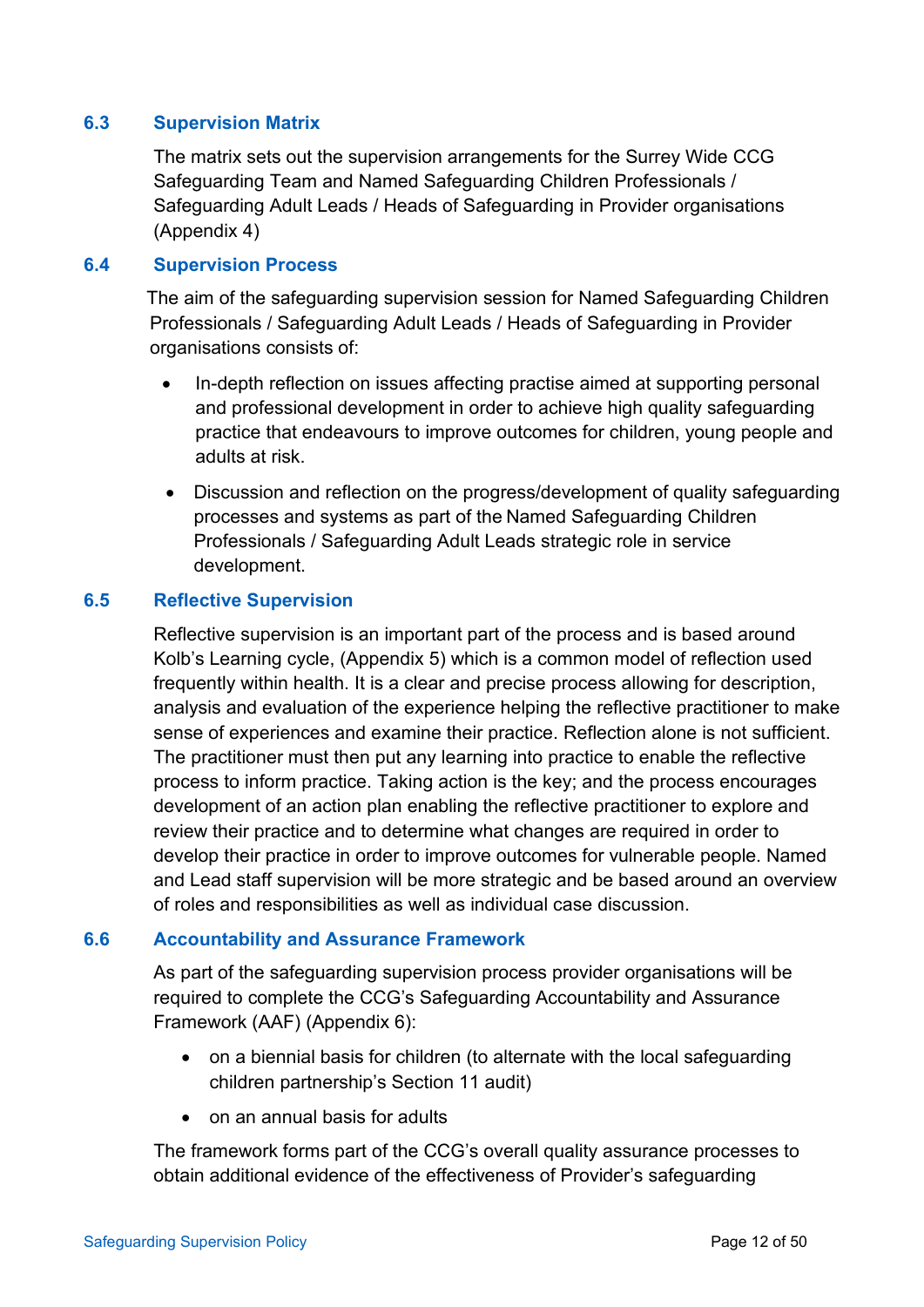### 6.3 Supervision Matrix

The matrix sets out the supervision arrangements for the Surrey Wide CCG Safeguarding Team and Named Safeguarding Children Professionals / Safeguarding Adult Leads / Heads of Safeguarding in Provider organisations (Appendix 4)

### 6.4 Supervision Process

The aim of the safeguarding supervision session for Named Safeguarding Children Professionals / Safeguarding Adult Leads / Heads of Safeguarding in Provider organisations consists of:

- In-depth reflection on issues affecting practise aimed at supporting personal and professional development in order to achieve high quality safeguarding practice that endeavours to improve outcomes for children, young people and adults at risk.
- Discussion and reflection on the progress/development of quality safeguarding processes and systems as part of the Named Safeguarding Children Professionals / Safeguarding Adult Leads strategic role in service development.

### 6.5 Reflective Supervision

Reflective supervision is an important part of the process and is based around Kolb's Learning cycle, (Appendix 5) which is a common model of reflection used frequently within health. It is a clear and precise process allowing for description, analysis and evaluation of the experience helping the reflective practitioner to make sense of experiences and examine their practice. Reflection alone is not sufficient. The practitioner must then put any learning into practice to enable the reflective process to inform practice. Taking action is the key; and the process encourages development of an action plan enabling the reflective practitioner to explore and review their practice and to determine what changes are required in order to develop their practice in order to improve outcomes for vulnerable people. Named and Lead staff supervision will be more strategic and be based around an overview of roles and responsibilities as well as individual case discussion.

### 6.6 Accountability and Assurance Framework

As part of the safeguarding supervision process provider organisations will be required to complete the CCG's Safeguarding Accountability and Assurance Framework (AAF) (Appendix 6):

- on a biennial basis for children (to alternate with the local safeguarding children partnership's Section 11 audit)
- on an annual basis for adults

The framework forms part of the CCG's overall quality assurance processes to obtain additional evidence of the effectiveness of Provider's safeguarding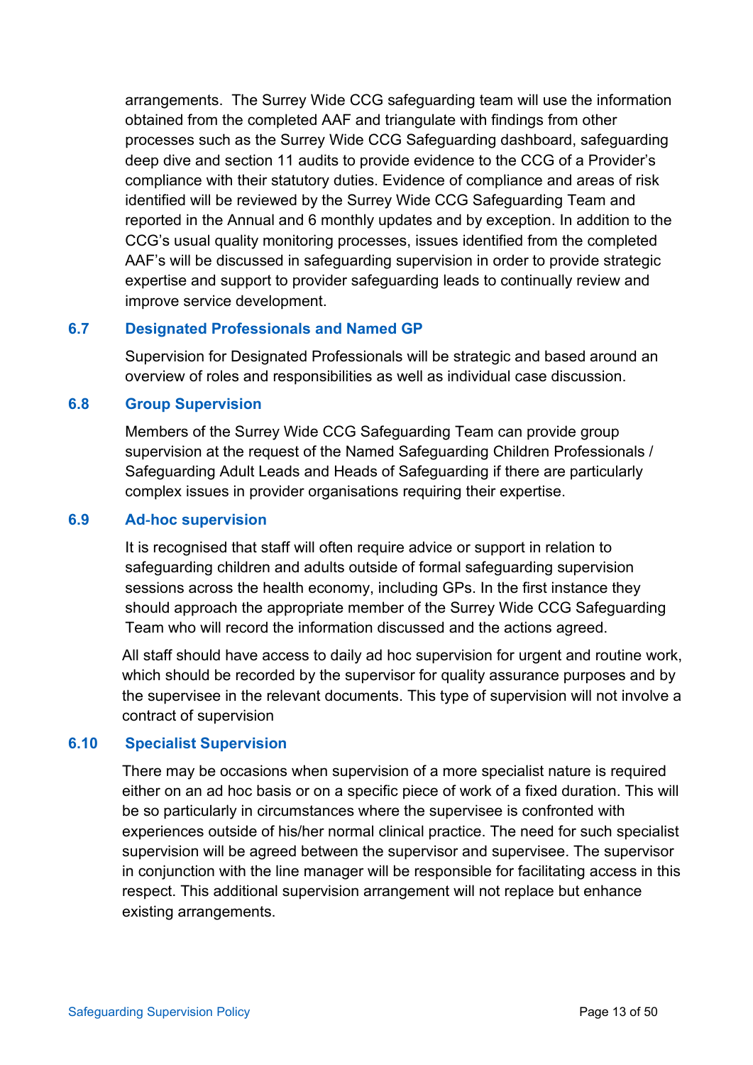arrangements. The Surrey Wide CCG safeguarding team will use the information obtained from the completed AAF and triangulate with findings from other processes such as the Surrey Wide CCG Safeguarding dashboard, safeguarding deep dive and section 11 audits to provide evidence to the CCG of a Provider's compliance with their statutory duties. Evidence of compliance and areas of risk identified will be reviewed by the Surrey Wide CCG Safeguarding Team and reported in the Annual and 6 monthly updates and by exception. In addition to the CCG's usual quality monitoring processes, issues identified from the completed AAF's will be discussed in safeguarding supervision in order to provide strategic expertise and support to provider safeguarding leads to continually review and improve service development.

### 6.7 Designated Professionals and Named GP

Supervision for Designated Professionals will be strategic and based around an overview of roles and responsibilities as well as individual case discussion.

### 6.8 Group Supervision

Members of the Surrey Wide CCG Safeguarding Team can provide group supervision at the request of the Named Safeguarding Children Professionals / Safeguarding Adult Leads and Heads of Safeguarding if there are particularly complex issues in provider organisations requiring their expertise.

### 6.9 Ad-hoc supervision

It is recognised that staff will often require advice or support in relation to safeguarding children and adults outside of formal safeguarding supervision sessions across the health economy, including GPs. In the first instance they should approach the appropriate member of the Surrey Wide CCG Safeguarding Team who will record the information discussed and the actions agreed.

All staff should have access to daily ad hoc supervision for urgent and routine work, which should be recorded by the supervisor for quality assurance purposes and by the supervisee in the relevant documents. This type of supervision will not involve a contract of supervision

### 6.10 Specialist Supervision

There may be occasions when supervision of a more specialist nature is required either on an ad hoc basis or on a specific piece of work of a fixed duration. This will be so particularly in circumstances where the supervisee is confronted with experiences outside of his/her normal clinical practice. The need for such specialist supervision will be agreed between the supervisor and supervisee. The supervisor in conjunction with the line manager will be responsible for facilitating access in this respect. This additional supervision arrangement will not replace but enhance existing arrangements.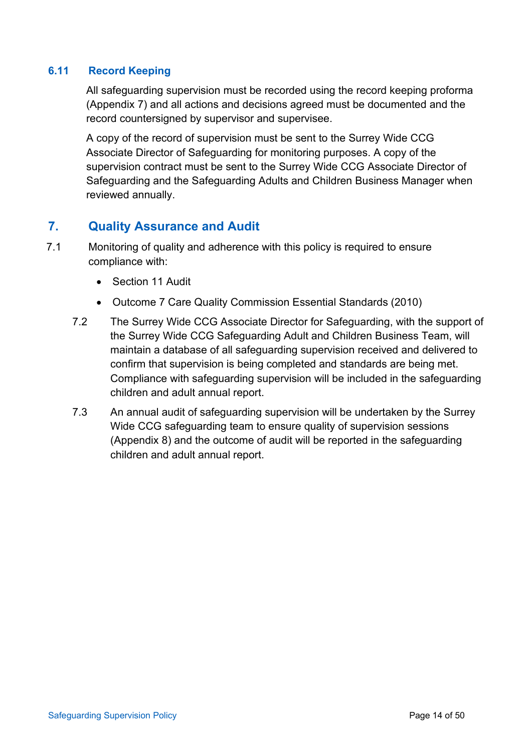### 6.11 Record Keeping

All safeguarding supervision must be recorded using the record keeping proforma (Appendix 7) and all actions and decisions agreed must be documented and the record countersigned by supervisor and supervisee.

A copy of the record of supervision must be sent to the Surrey Wide CCG Associate Director of Safeguarding for monitoring purposes. A copy of the supervision contract must be sent to the Surrey Wide CCG Associate Director of Safeguarding and the Safeguarding Adults and Children Business Manager when reviewed annually.

## 7. Quality Assurance and Audit

7.1 Monitoring of quality and adherence with this policy is required to ensure compliance with:

- Section 11 Audit
- Outcome 7 Care Quality Commission Essential Standards (2010)

7.2 The Surrey Wide CCG Associate Director for Safeguarding, with the support of the Surrey Wide CCG Safeguarding Adult and Children Business Team, will maintain a database of all safeguarding supervision received and delivered to confirm that supervision is being completed and standards are being met. Compliance with safeguarding supervision will be included in the safeguarding children and adult annual report.

7.3 An annual audit of safeguarding supervision will be undertaken by the Surrey Wide CCG safeguarding team to ensure quality of supervision sessions (Appendix 8) and the outcome of audit will be reported in the safeguarding children and adult annual report.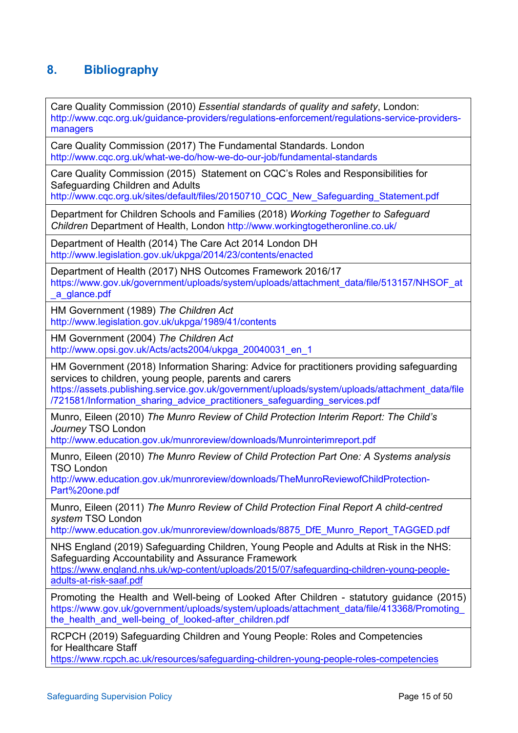## 8. Bibliography

| |
|---|
| Care Quality Commission (2010) *Essential standards of quality and safety*, London: http://www.cqc.org.uk/guidance-providers/regulations-enforcement/regulations-service-providers-managers |
| Care Quality Commission (2017) The Fundamental Standards. London http://www.cqc.org.uk/what-we-do/how-we-do-our-job/fundamental-standards |
| Care Quality Commission (2015) Statement on CQC's Roles and Responsibilities for Safeguarding Children and Adults http://www.cqc.org.uk/sites/default/files/20150710_CQC_New_Safeguarding_Statement.pdf |
| Department for Children Schools and Families (2018) *Working Together to Safeguard Children* Department of Health, London http://www.workingtogetheronline.co.uk/ |
| Department of Health (2014) The Care Act 2014 London DH http://www.legislation.gov.uk/ukpga/2014/23/contents/enacted |
| Department of Health (2017) NHS Outcomes Framework 2016/17 https://www.gov.uk/government/uploads/system/uploads/attachment_data/file/513157/NHSOF_at_a_glance.pdf |
| HM Government (1989) *The Children Act* http://www.legislation.gov.uk/ukpga/1989/41/contents |
| HM Government (2004) *The Children Act* http://www.opsi.gov.uk/Acts/acts2004/ukpga_20040031_en_1 |
| HM Government (2018) Information Sharing: Advice for practitioners providing safeguarding services to children, young people, parents and carers https://assets.publishing.service.gov.uk/government/uploads/system/uploads/attachment_data/file/721581/Information_sharing_advice_practitioners_safeguarding_services.pdf |
| Munro, Eileen (2010) *The Munro Review of Child Protection Interim Report: The Child's Journey* TSO London http://www.education.gov.uk/munroreview/downloads/Munrointerimreport.pdf |
| Munro, Eileen (2010) *The Munro Review of Child Protection Part One: A Systems analysis* TSO London http://www.education.gov.uk/munroreview/downloads/TheMunroReviewofChildProtection-Part%20one.pdf |
| Munro, Eileen (2011) *The Munro Review of Child Protection Final Report A child-centred system* TSO London http://www.education.gov.uk/munroreview/downloads/8875_DfE_Munro_Report_TAGGED.pdf |
| NHS England (2019) Safeguarding Children, Young People and Adults at Risk in the NHS: Safeguarding Accountability and Assurance Framework https://www.england.nhs.uk/wp-content/uploads/2015/07/safeguarding-children-young-people-adults-at-risk-saaf.pdf |
| Promoting the Health and Well-being of Looked After Children - statutory guidance (2015) https://www.gov.uk/government/uploads/system/uploads/attachment_data/file/413368/Promoting_the_health_and_well-being_of_looked-after_children.pdf |
| RCPCH (2019) Safeguarding Children and Young People: Roles and Competencies for Healthcare Staff https://www.rcpch.ac.uk/resources/safeguarding-children-young-people-roles-competencies |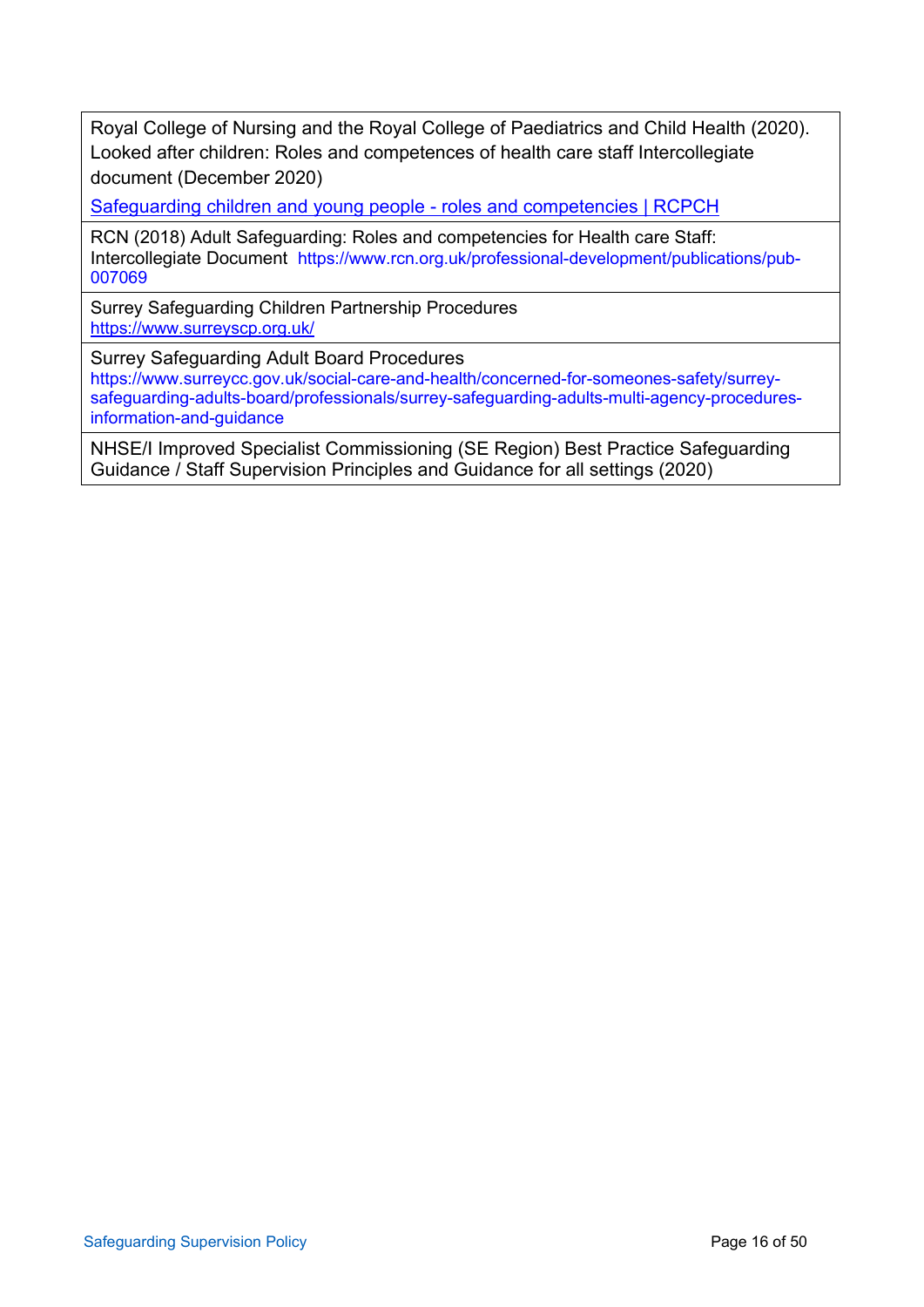| |
|---|
| Royal College of Nursing and the Royal College of Paediatrics and Child Health (2020). Looked after children: Roles and competences of health care staff Intercollegiate document (December 2020)<br>Safeguarding children and young people - roles and competencies \| RCPCH |
| RCN (2018) Adult Safeguarding: Roles and competencies for Health care Staff: Intercollegiate Document https://www.rcn.org.uk/professional-development/publications/pub-007069 |
| Surrey Safeguarding Children Partnership Procedures<br>https://www.surreyscp.org.uk/ |
| Surrey Safeguarding Adult Board Procedures<br>https://www.surreycc.gov.uk/social-care-and-health/concerned-for-someones-safety/surrey-safeguarding-adults-board/professionals/surrey-safeguarding-adults-multi-agency-procedures-information-and-guidance |
| NHSE/I Improved Specialist Commissioning (SE Region) Best Practice Safeguarding Guidance / Staff Supervision Principles and Guidance for all settings (2020) |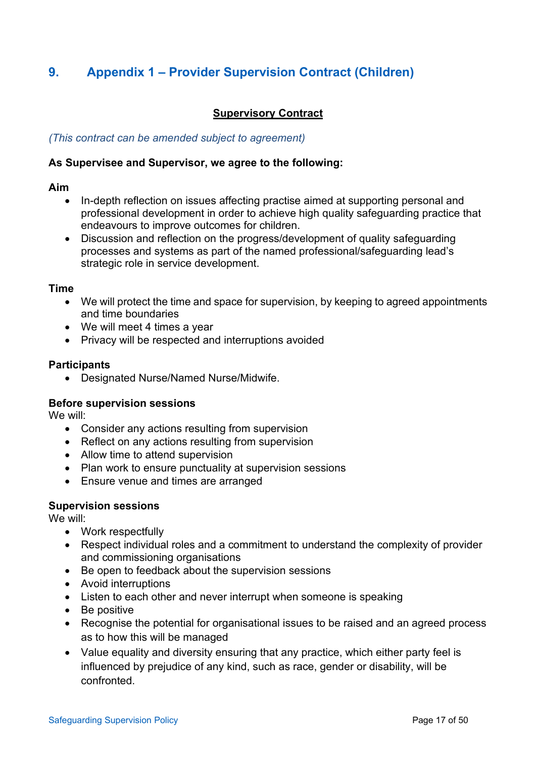# 9. Appendix 1 – Provider Supervision Contract (Children)

**Supervisory Contract**

*(This contract can be amended subject to agreement)*

**As Supervisee and Supervisor, we agree to the following:**

**Aim**

- In-depth reflection on issues affecting practise aimed at supporting personal and professional development in order to achieve high quality safeguarding practice that endeavours to improve outcomes for children.
- Discussion and reflection on the progress/development of quality safeguarding processes and systems as part of the named professional/safeguarding lead's strategic role in service development.

**Time**

- We will protect the time and space for supervision, by keeping to agreed appointments and time boundaries
- We will meet 4 times a year
- Privacy will be respected and interruptions avoided

**Participants**

- Designated Nurse/Named Nurse/Midwife.

**Before supervision sessions**

We will:

- Consider any actions resulting from supervision
- Reflect on any actions resulting from supervision
- Allow time to attend supervision
- Plan work to ensure punctuality at supervision sessions
- Ensure venue and times are arranged

**Supervision sessions**

We will:

- Work respectfully
- Respect individual roles and a commitment to understand the complexity of provider and commissioning organisations
- Be open to feedback about the supervision sessions
- Avoid interruptions
- Listen to each other and never interrupt when someone is speaking
- Be positive
- Recognise the potential for organisational issues to be raised and an agreed process as to how this will be managed
- Value equality and diversity ensuring that any practice, which either party feel is influenced by prejudice of any kind, such as race, gender or disability, will be confronted.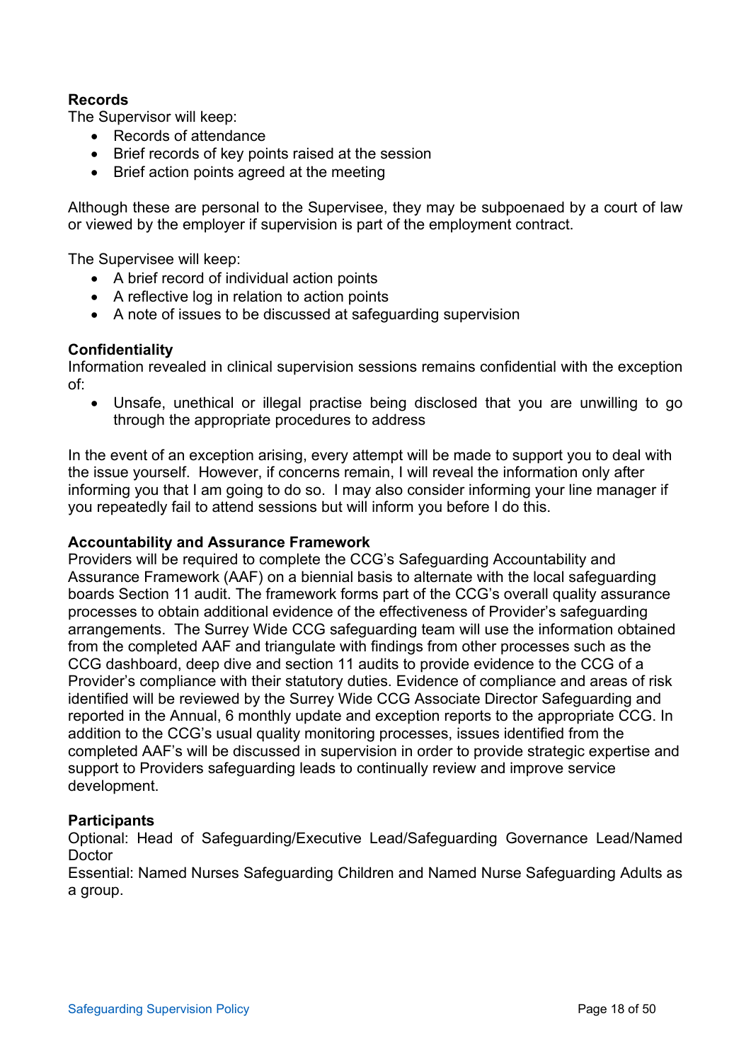**Records**

The Supervisor will keep:

- Records of attendance
- Brief records of key points raised at the session
- Brief action points agreed at the meeting

Although these are personal to the Supervisee, they may be subpoenaed by a court of law or viewed by the employer if supervision is part of the employment contract.

The Supervisee will keep:

- A brief record of individual action points
- A reflective log in relation to action points
- A note of issues to be discussed at safeguarding supervision

**Confidentiality**

Information revealed in clinical supervision sessions remains confidential with the exception of:

- Unsafe, unethical or illegal practise being disclosed that you are unwilling to go through the appropriate procedures to address

In the event of an exception arising, every attempt will be made to support you to deal with the issue yourself. However, if concerns remain, I will reveal the information only after informing you that I am going to do so. I may also consider informing your line manager if you repeatedly fail to attend sessions but will inform you before I do this.

**Accountability and Assurance Framework**

Providers will be required to complete the CCG's Safeguarding Accountability and Assurance Framework (AAF) on a biennial basis to alternate with the local safeguarding boards Section 11 audit. The framework forms part of the CCG's overall quality assurance processes to obtain additional evidence of the effectiveness of Provider's safeguarding arrangements. The Surrey Wide CCG safeguarding team will use the information obtained from the completed AAF and triangulate with findings from other processes such as the CCG dashboard, deep dive and section 11 audits to provide evidence to the CCG of a Provider's compliance with their statutory duties. Evidence of compliance and areas of risk identified will be reviewed by the Surrey Wide CCG Associate Director Safeguarding and reported in the Annual, 6 monthly update and exception reports to the appropriate CCG. In addition to the CCG's usual quality monitoring processes, issues identified from the completed AAF's will be discussed in supervision in order to provide strategic expertise and support to Providers safeguarding leads to continually review and improve service development.

**Participants**

Optional: Head of Safeguarding/Executive Lead/Safeguarding Governance Lead/Named Doctor

Essential: Named Nurses Safeguarding Children and Named Nurse Safeguarding Adults as a group.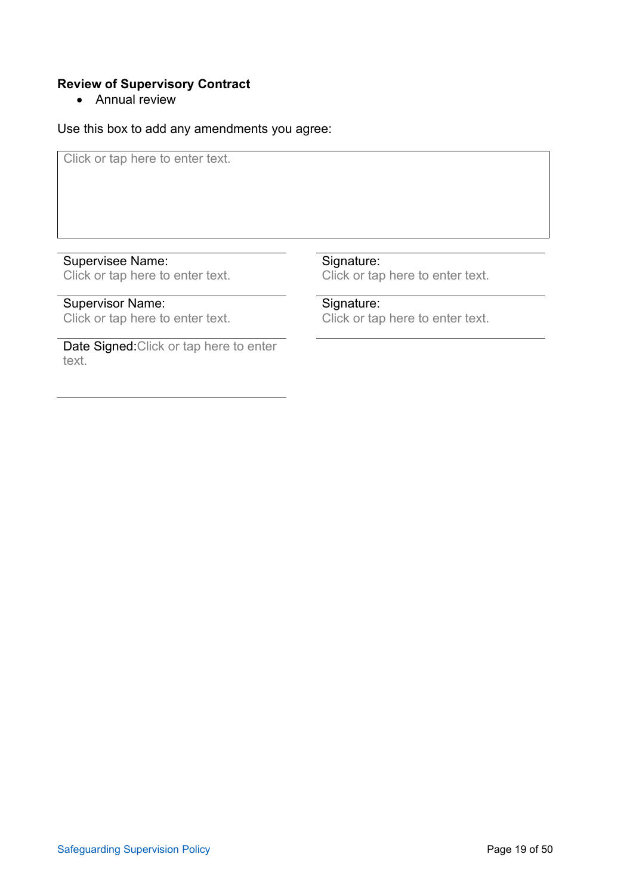**Review of Supervisory Contract**

- Annual review

Use this box to add any amendments you agree:

| Click or tap here to enter text. |
|---|

| | |
|---|---|
| Supervisee Name: Click or tap here to enter text. | Signature: Click or tap here to enter text. |
| Supervisor Name: Click or tap here to enter text. | Signature: Click or tap here to enter text. |
| Date Signed: Click or tap here to enter text. | |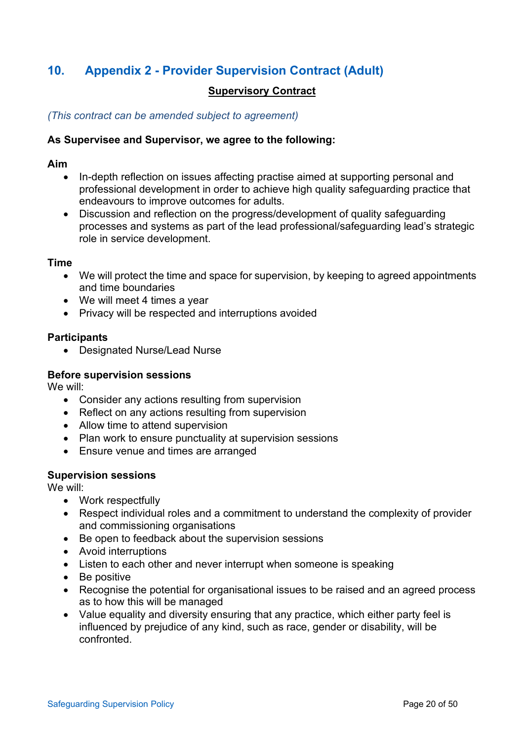## 10. Appendix 2 - Provider Supervision Contract (Adult)

**Supervisory Contract**

*(This contract can be amended subject to agreement)*

**As Supervisee and Supervisor, we agree to the following:**

**Aim**

- In-depth reflection on issues affecting practise aimed at supporting personal and professional development in order to achieve high quality safeguarding practice that endeavours to improve outcomes for adults.
- Discussion and reflection on the progress/development of quality safeguarding processes and systems as part of the lead professional/safeguarding lead's strategic role in service development.

**Time**

- We will protect the time and space for supervision, by keeping to agreed appointments and time boundaries
- We will meet 4 times a year
- Privacy will be respected and interruptions avoided

**Participants**

- Designated Nurse/Lead Nurse

**Before supervision sessions**

We will:

- Consider any actions resulting from supervision
- Reflect on any actions resulting from supervision
- Allow time to attend supervision
- Plan work to ensure punctuality at supervision sessions
- Ensure venue and times are arranged

**Supervision sessions**

We will:

- Work respectfully
- Respect individual roles and a commitment to understand the complexity of provider and commissioning organisations
- Be open to feedback about the supervision sessions
- Avoid interruptions
- Listen to each other and never interrupt when someone is speaking
- Be positive
- Recognise the potential for organisational issues to be raised and an agreed process as to how this will be managed
- Value equality and diversity ensuring that any practice, which either party feel is influenced by prejudice of any kind, such as race, gender or disability, will be confronted.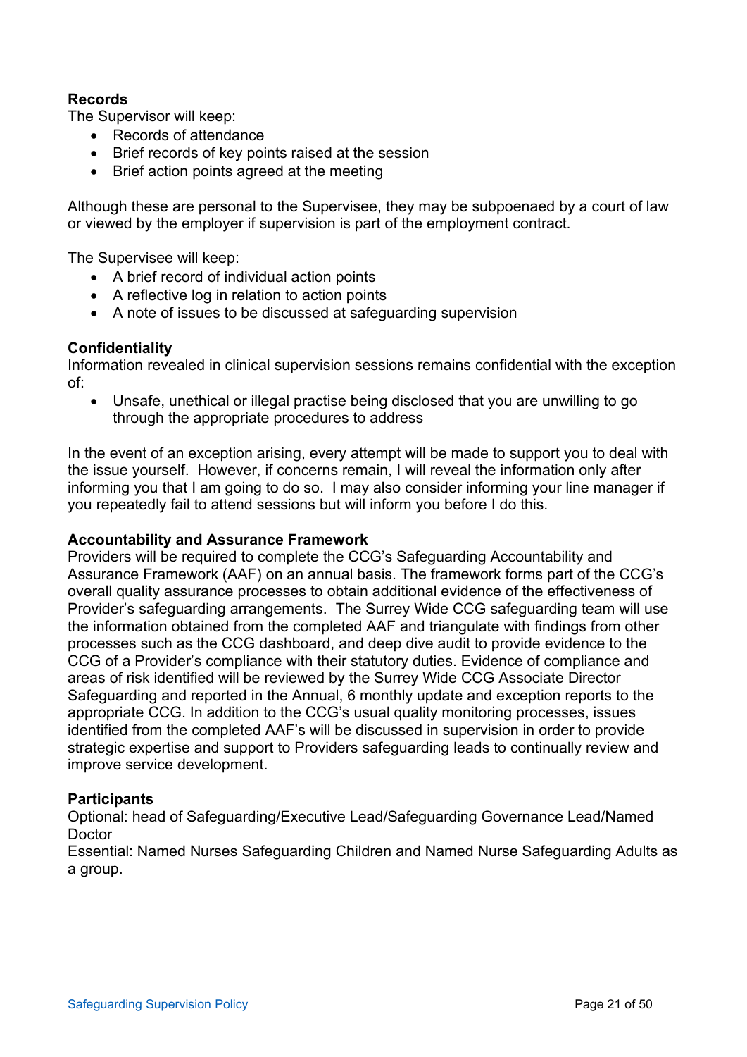**Records**

The Supervisor will keep:

- Records of attendance
- Brief records of key points raised at the session
- Brief action points agreed at the meeting

Although these are personal to the Supervisee, they may be subpoenaed by a court of law or viewed by the employer if supervision is part of the employment contract.

The Supervisee will keep:

- A brief record of individual action points
- A reflective log in relation to action points
- A note of issues to be discussed at safeguarding supervision

**Confidentiality**

Information revealed in clinical supervision sessions remains confidential with the exception of:

- Unsafe, unethical or illegal practise being disclosed that you are unwilling to go through the appropriate procedures to address

In the event of an exception arising, every attempt will be made to support you to deal with the issue yourself. However, if concerns remain, I will reveal the information only after informing you that I am going to do so. I may also consider informing your line manager if you repeatedly fail to attend sessions but will inform you before I do this.

**Accountability and Assurance Framework**

Providers will be required to complete the CCG's Safeguarding Accountability and Assurance Framework (AAF) on an annual basis. The framework forms part of the CCG's overall quality assurance processes to obtain additional evidence of the effectiveness of Provider's safeguarding arrangements. The Surrey Wide CCG safeguarding team will use the information obtained from the completed AAF and triangulate with findings from other processes such as the CCG dashboard, and deep dive audit to provide evidence to the CCG of a Provider's compliance with their statutory duties. Evidence of compliance and areas of risk identified will be reviewed by the Surrey Wide CCG Associate Director Safeguarding and reported in the Annual, 6 monthly update and exception reports to the appropriate CCG. In addition to the CCG's usual quality monitoring processes, issues identified from the completed AAF's will be discussed in supervision in order to provide strategic expertise and support to Providers safeguarding leads to continually review and improve service development.

**Participants**

Optional: head of Safeguarding/Executive Lead/Safeguarding Governance Lead/Named Doctor

Essential: Named Nurses Safeguarding Children and Named Nurse Safeguarding Adults as a group.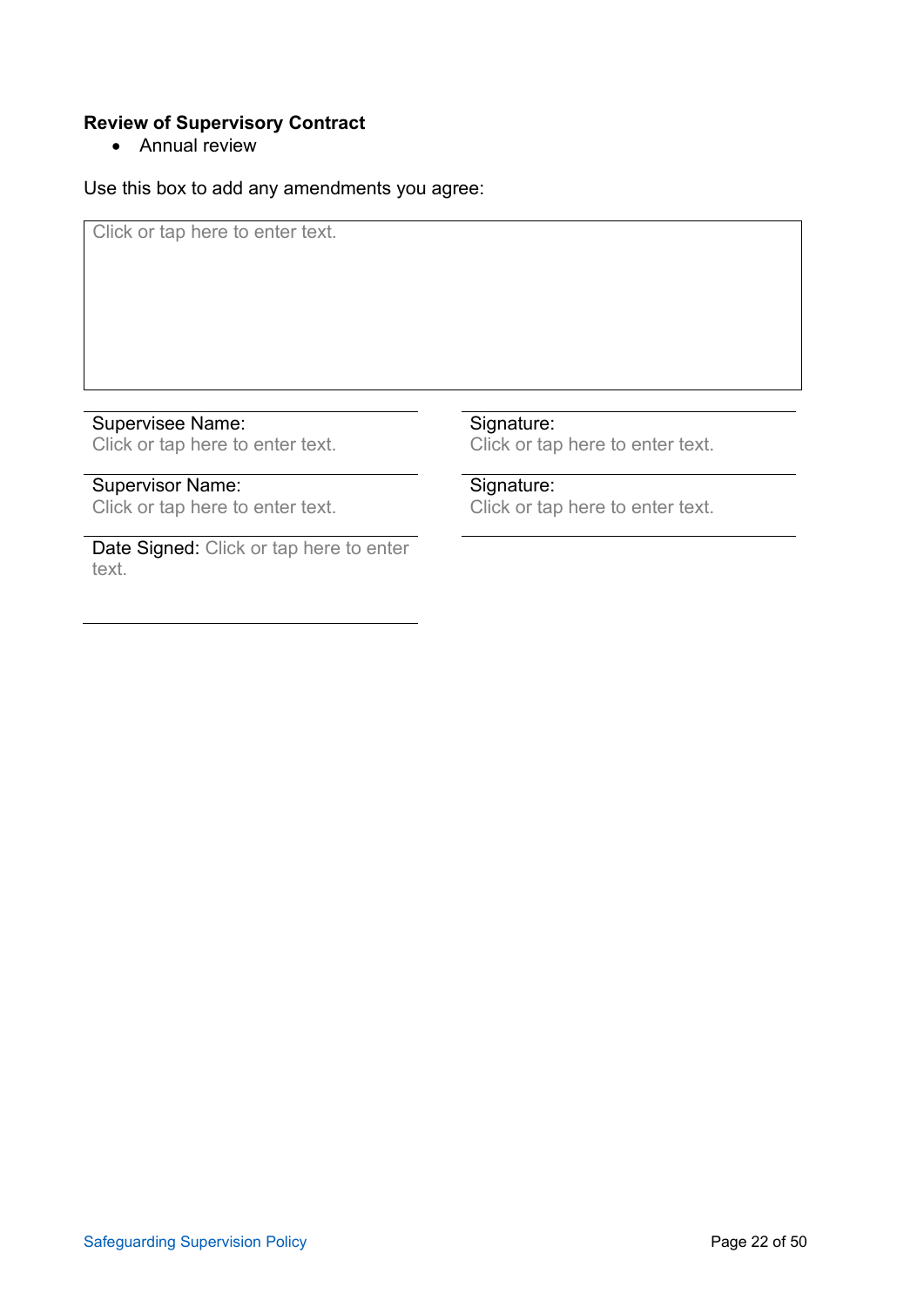**Review of Supervisory Contract**

- Annual review

Use this box to add any amendments you agree:

| Click or tap here to enter text. |
|---|

| | |
|---|---|
| Supervisee Name: Click or tap here to enter text. | Signature: Click or tap here to enter text. |
| Supervisor Name: Click or tap here to enter text. | Signature: Click or tap here to enter text. |
| Date Signed: Click or tap here to enter text. | |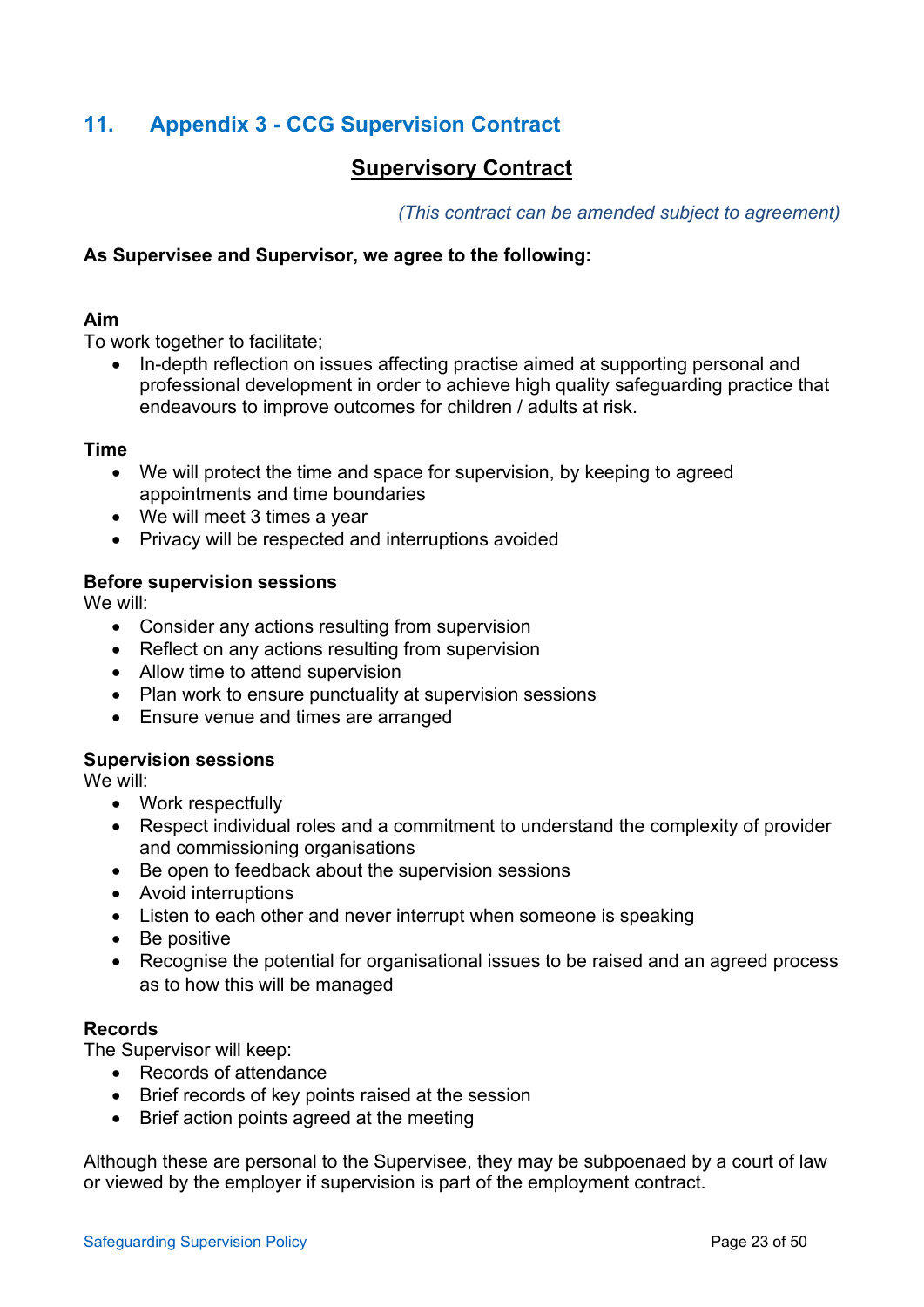## 11. Appendix 3 - CCG Supervision Contract

### Supervisory Contract

*(This contract can be amended subject to agreement)*

**As Supervisee and Supervisor, we agree to the following:**

**Aim**
To work together to facilitate;

- In-depth reflection on issues affecting practise aimed at supporting personal and professional development in order to achieve high quality safeguarding practice that endeavours to improve outcomes for children / adults at risk.

**Time**

- We will protect the time and space for supervision, by keeping to agreed appointments and time boundaries
- We will meet 3 times a year
- Privacy will be respected and interruptions avoided

**Before supervision sessions**
We will:

- Consider any actions resulting from supervision
- Reflect on any actions resulting from supervision
- Allow time to attend supervision
- Plan work to ensure punctuality at supervision sessions
- Ensure venue and times are arranged

**Supervision sessions**
We will:

- Work respectfully
- Respect individual roles and a commitment to understand the complexity of provider and commissioning organisations
- Be open to feedback about the supervision sessions
- Avoid interruptions
- Listen to each other and never interrupt when someone is speaking
- Be positive
- Recognise the potential for organisational issues to be raised and an agreed process as to how this will be managed

**Records**
The Supervisor will keep:

- Records of attendance
- Brief records of key points raised at the session
- Brief action points agreed at the meeting

Although these are personal to the Supervisee, they may be subpoenaed by a court of law or viewed by the employer if supervision is part of the employment contract.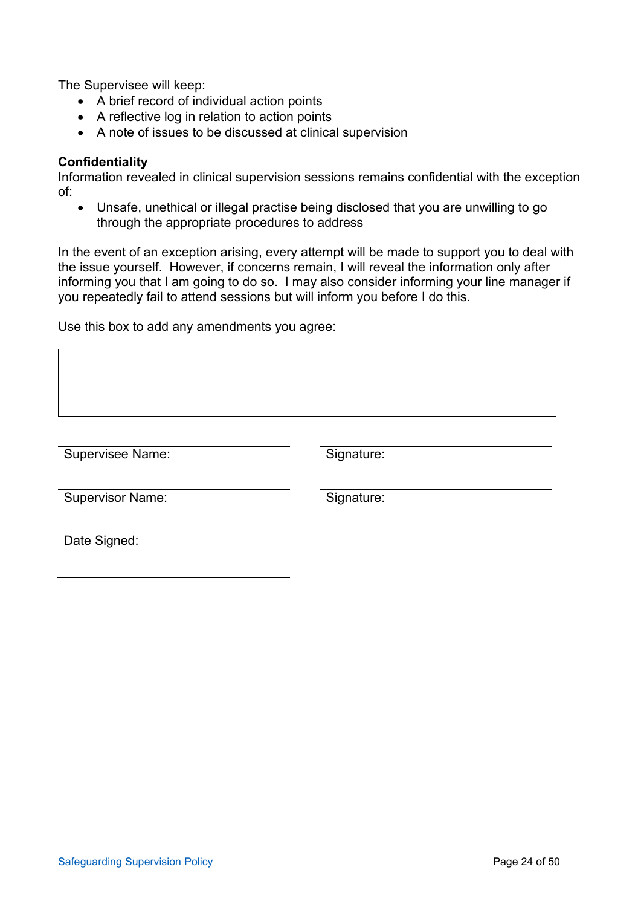The Supervisee will keep:

- A brief record of individual action points
- A reflective log in relation to action points
- A note of issues to be discussed at clinical supervision

**Confidentiality**

Information revealed in clinical supervision sessions remains confidential with the exception of:

- Unsafe, unethical or illegal practise being disclosed that you are unwilling to go through the appropriate procedures to address

In the event of an exception arising, every attempt will be made to support you to deal with the issue yourself. However, if concerns remain, I will reveal the information only after informing you that I am going to do so. I may also consider informing your line manager if you repeatedly fail to attend sessions but will inform you before I do this.

Use this box to add any amendments you agree:

| |
|---|
| |

| | |
|---|---|
| Supervisee Name: | Signature: |
| Supervisor Name: | Signature: |
| Date Signed: | |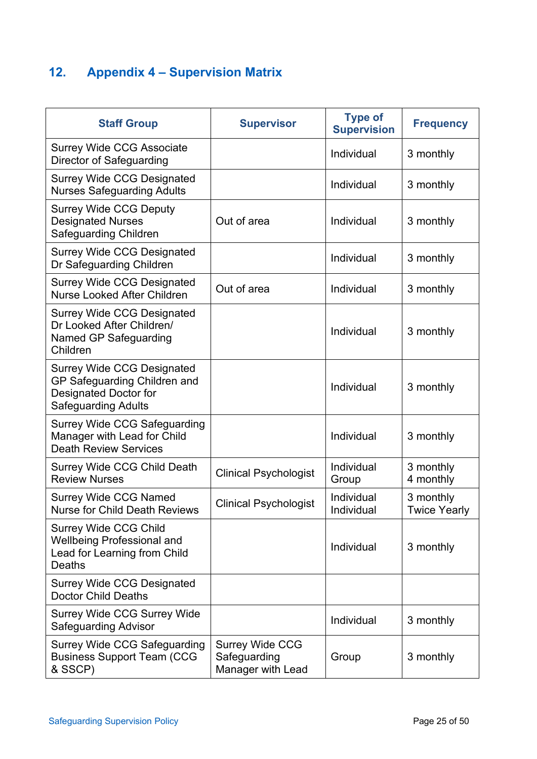## 12. Appendix 4 – Supervision Matrix

| Staff Group | Supervisor | Type of Supervision | Frequency |
|---|---|---|---|
| Surrey Wide CCG Associate Director of Safeguarding | | Individual | 3 monthly |
| Surrey Wide CCG Designated Nurses Safeguarding Adults | | Individual | 3 monthly |
| Surrey Wide CCG Deputy Designated Nurses Safeguarding Children | Out of area | Individual | 3 monthly |
| Surrey Wide CCG Designated Dr Safeguarding Children | | Individual | 3 monthly |
| Surrey Wide CCG Designated Nurse Looked After Children | Out of area | Individual | 3 monthly |
| Surrey Wide CCG Designated Dr Looked After Children/ Named GP Safeguarding Children | | Individual | 3 monthly |
| Surrey Wide CCG Designated GP Safeguarding Children and Designated Doctor for Safeguarding Adults | | Individual | 3 monthly |
| Surrey Wide CCG Safeguarding Manager with Lead for Child Death Review Services | | Individual | 3 monthly |
| Surrey Wide CCG Child Death Review Nurses | Clinical Psychologist | Individual<br>Group | 3 monthly<br>4 monthly |
| Surrey Wide CCG Named Nurse for Child Death Reviews | Clinical Psychologist | Individual<br>Individual | 3 monthly<br>Twice Yearly |
| Surrey Wide CCG Child Wellbeing Professional and Lead for Learning from Child Deaths | | Individual | 3 monthly |
| Surrey Wide CCG Designated Doctor Child Deaths | | | |
| Surrey Wide CCG Surrey Wide Safeguarding Advisor | | Individual | 3 monthly |
| Surrey Wide CCG Safeguarding Business Support Team (CCG & SSCP) | Surrey Wide CCG Safeguarding Manager with Lead | Group | 3 monthly |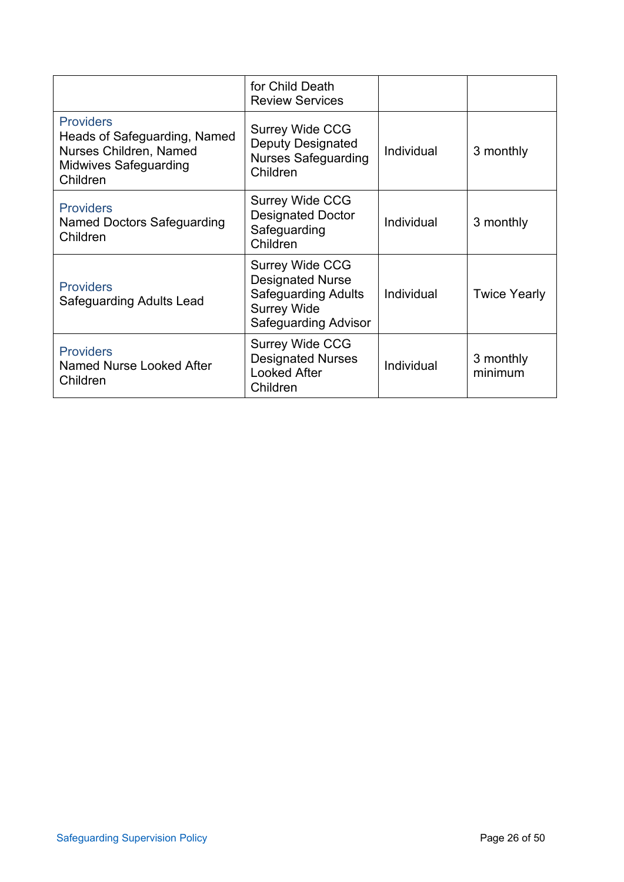| | | | |
|---|---|---|---|
| | for Child Death Review Services | | |
| Providers<br>Heads of Safeguarding, Named Nurses Children, Named Midwives Safeguarding Children | Surrey Wide CCG Deputy Designated Nurses Safeguarding Children | Individual | 3 monthly |
| Providers<br>Named Doctors Safeguarding Children | Surrey Wide CCG Designated Doctor Safeguarding Children | Individual | 3 monthly |
| Providers<br>Safeguarding Adults Lead | Surrey Wide CCG Designated Nurse Safeguarding Adults Surrey Wide Safeguarding Advisor | Individual | Twice Yearly |
| Providers<br>Named Nurse Looked After Children | Surrey Wide CCG Designated Nurses Looked After Children | Individual | 3 monthly minimum |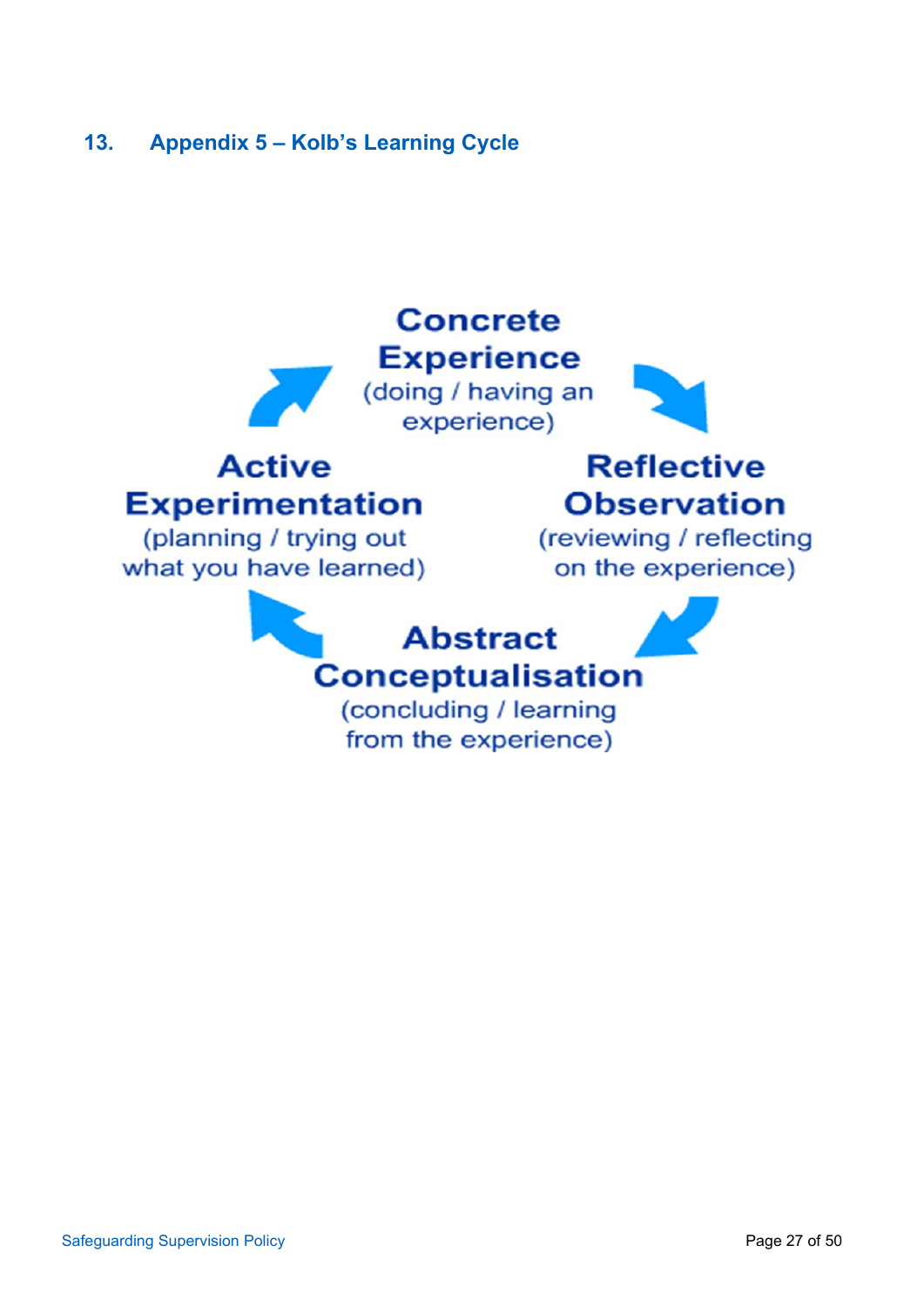## 13. Appendix 5 – Kolb's Learning Cycle

**Concrete Experience**
(doing / having an experience)

**Reflective Observation**
(reviewing / reflecting on the experience)

**Abstract Conceptualisation**
(concluding / learning from the experience)

**Active Experimentation**
(planning / trying out what you have learned)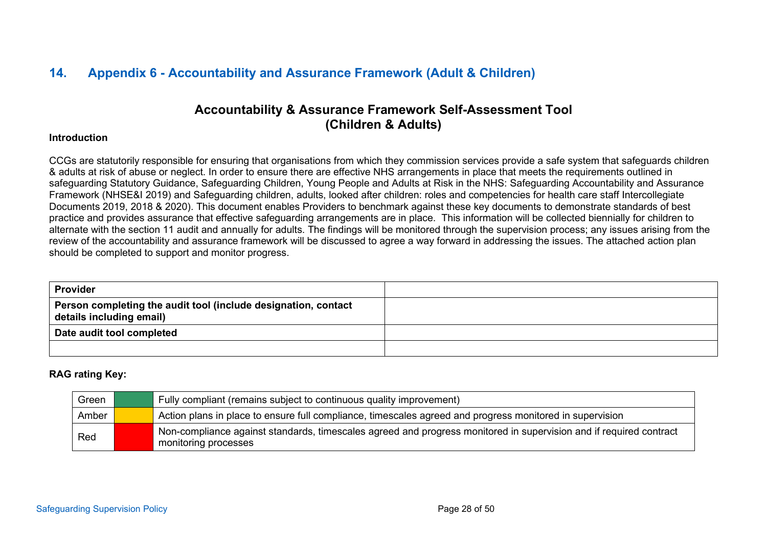## 14. Appendix 6 - Accountability and Assurance Framework (Adult & Children)

### Accountability & Assurance Framework Self-Assessment Tool (Children & Adults)

**Introduction**

CCGs are statutorily responsible for ensuring that organisations from which they commission services provide a safe system that safeguards children & adults at risk of abuse or neglect. In order to ensure there are effective NHS arrangements in place that meets the requirements outlined in safeguarding Statutory Guidance, Safeguarding Children, Young People and Adults at Risk in the NHS: Safeguarding Accountability and Assurance Framework (NHSE&I 2019) and Safeguarding children, adults, looked after children: roles and competencies for health care staff Intercollegiate Documents 2019, 2018 & 2020). This document enables Providers to benchmark against these key documents to demonstrate standards of best practice and provides assurance that effective safeguarding arrangements are in place. This information will be collected biennially for children to alternate with the section 11 audit and annually for adults. The findings will be monitored through the supervision process; any issues arising from the review of the accountability and assurance framework will be discussed to agree a way forward in addressing the issues. The attached action plan should be completed to support and monitor progress.

| | |
|---|---|
| **Provider** | |
| **Person completing the audit tool (include designation, contact details including email)** | |
| **Date audit tool completed** | |
| | |

**RAG rating Key:**

| | | |
|---|---|---|
| Green | | Fully compliant (remains subject to continuous quality improvement) |
| Amber | | Action plans in place to ensure full compliance, timescales agreed and progress monitored in supervision |
| Red | | Non-compliance against standards, timescales agreed and progress monitored in supervision and if required contract monitoring processes |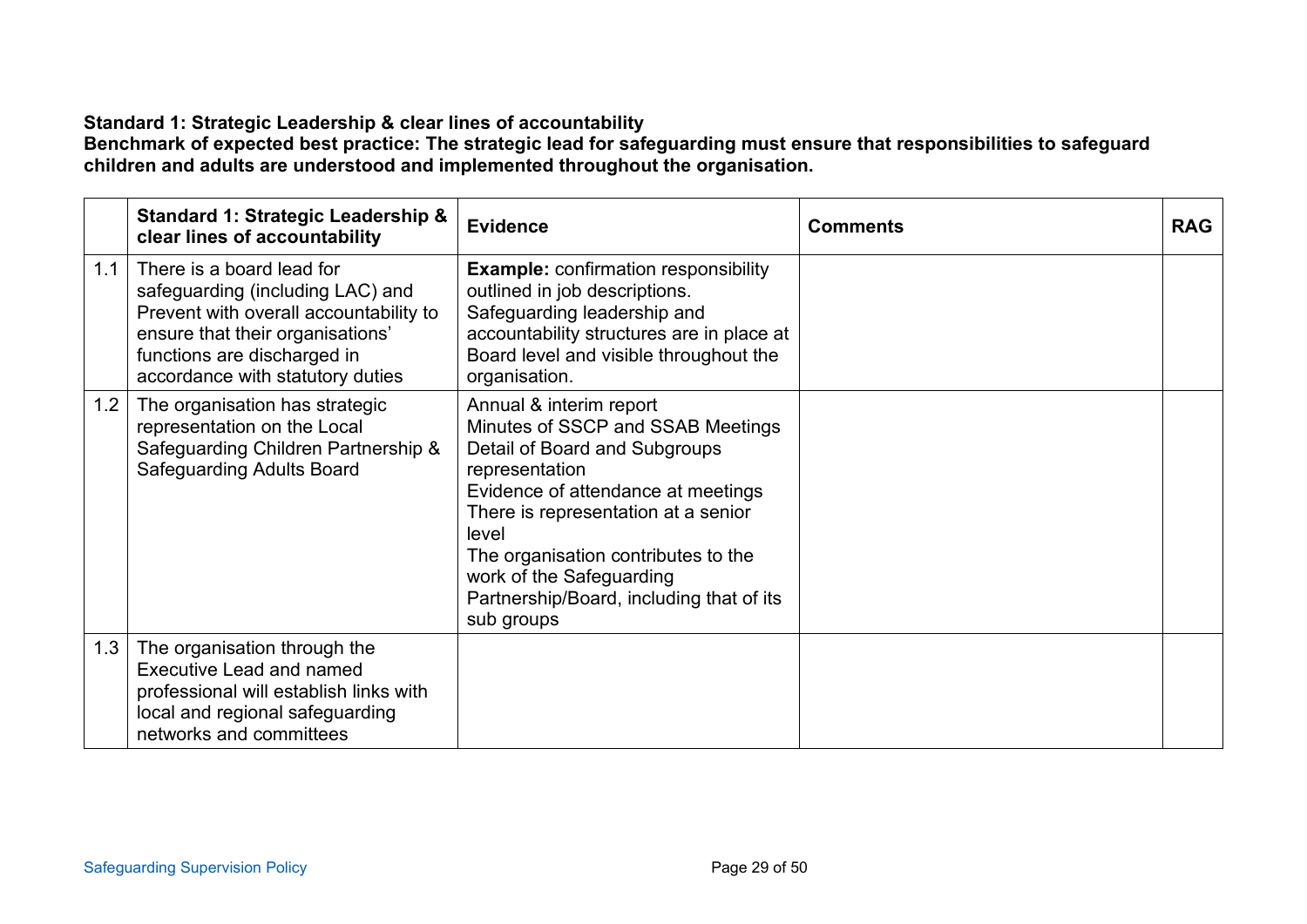**Standard 1: Strategic Leadership & clear lines of accountability**
**Benchmark of expected best practice: The strategic lead for safeguarding must ensure that responsibilities to safeguard children and adults are understood and implemented throughout the organisation.**

| | Standard 1: Strategic Leadership & clear lines of accountability | Evidence | Comments | RAG |
|---|---|---|---|---|
| 1.1 | There is a board lead for safeguarding (including LAC) and Prevent with overall accountability to ensure that their organisations' functions are discharged in accordance with statutory duties | **Example:** confirmation responsibility outlined in job descriptions.<br>Safeguarding leadership and accountability structures are in place at Board level and visible throughout the organisation. | | |
| 1.2 | The organisation has strategic representation on the Local Safeguarding Children Partnership & Safeguarding Adults Board | Annual & interim report<br>Minutes of SSCP and SSAB Meetings<br>Detail of Board and Subgroups representation<br>Evidence of attendance at meetings<br>There is representation at a senior level<br>The organisation contributes to the work of the Safeguarding Partnership/Board, including that of its sub groups | | |
| 1.3 | The organisation through the Executive Lead and named professional will establish links with local and regional safeguarding networks and committees | | | |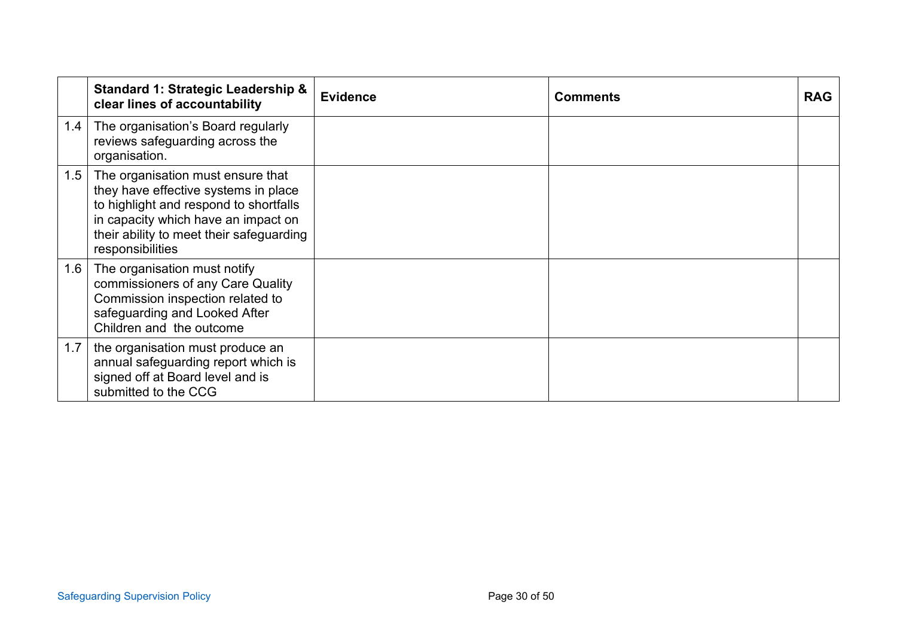| | Standard 1: Strategic Leadership & clear lines of accountability | Evidence | Comments | RAG |
|---|---|---|---|---|
| 1.4 | The organisation's Board regularly reviews safeguarding across the organisation. | | | |
| 1.5 | The organisation must ensure that they have effective systems in place to highlight and respond to shortfalls in capacity which have an impact on their ability to meet their safeguarding responsibilities | | | |
| 1.6 | The organisation must notify commissioners of any Care Quality Commission inspection related to safeguarding and Looked After Children and the outcome | | | |
| 1.7 | the organisation must produce an annual safeguarding report which is signed off at Board level and is submitted to the CCG | | | |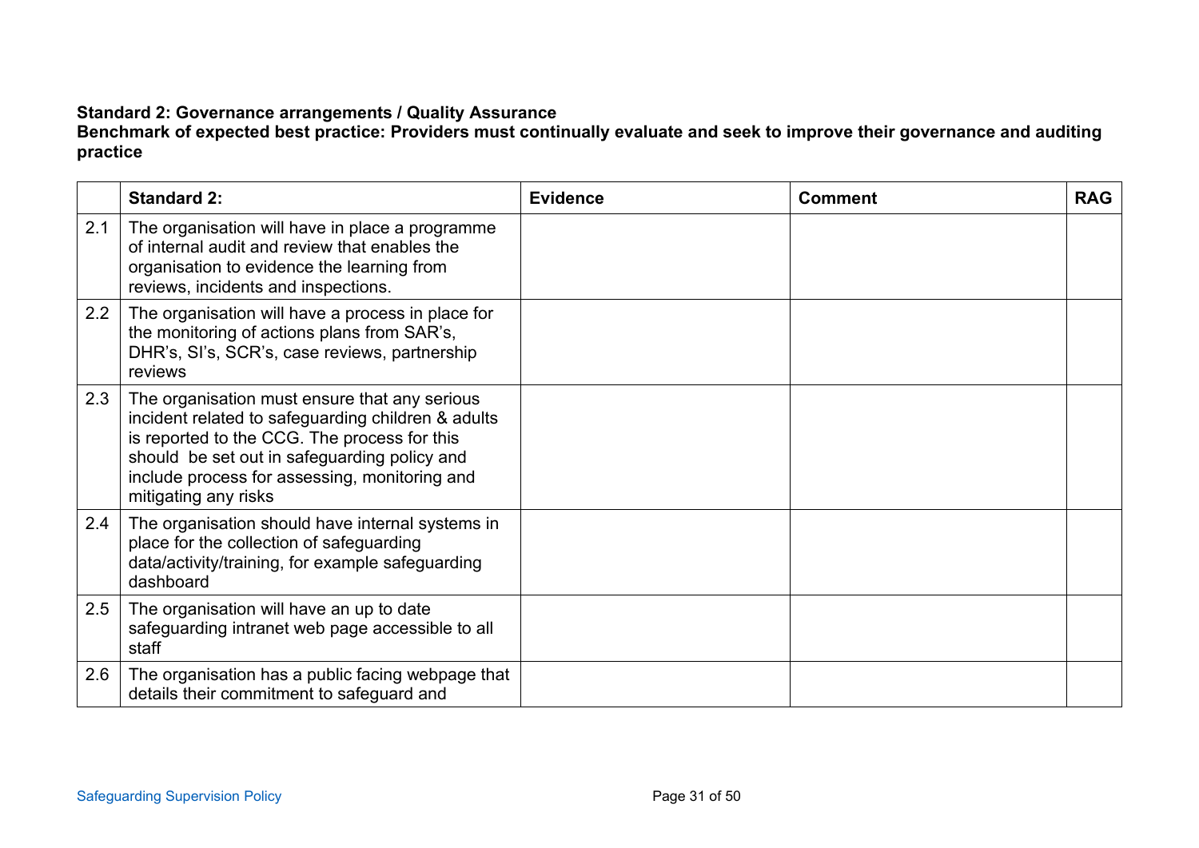**Standard 2: Governance arrangements / Quality Assurance**
**Benchmark of expected best practice: Providers must continually evaluate and seek to improve their governance and auditing practice**

| | Standard 2: | Evidence | Comment | RAG |
|---|---|---|---|---|
| 2.1 | The organisation will have in place a programme of internal audit and review that enables the organisation to evidence the learning from reviews, incidents and inspections. | | | |
| 2.2 | The organisation will have a process in place for the monitoring of actions plans from SAR's, DHR's, SI's, SCR's, case reviews, partnership reviews | | | |
| 2.3 | The organisation must ensure that any serious incident related to safeguarding children & adults is reported to the CCG. The process for this should be set out in safeguarding policy and include process for assessing, monitoring and mitigating any risks | | | |
| 2.4 | The organisation should have internal systems in place for the collection of safeguarding data/activity/training, for example safeguarding dashboard | | | |
| 2.5 | The organisation will have an up to date safeguarding intranet web page accessible to all staff | | | |
| 2.6 | The organisation has a public facing webpage that details their commitment to safeguard and | | | |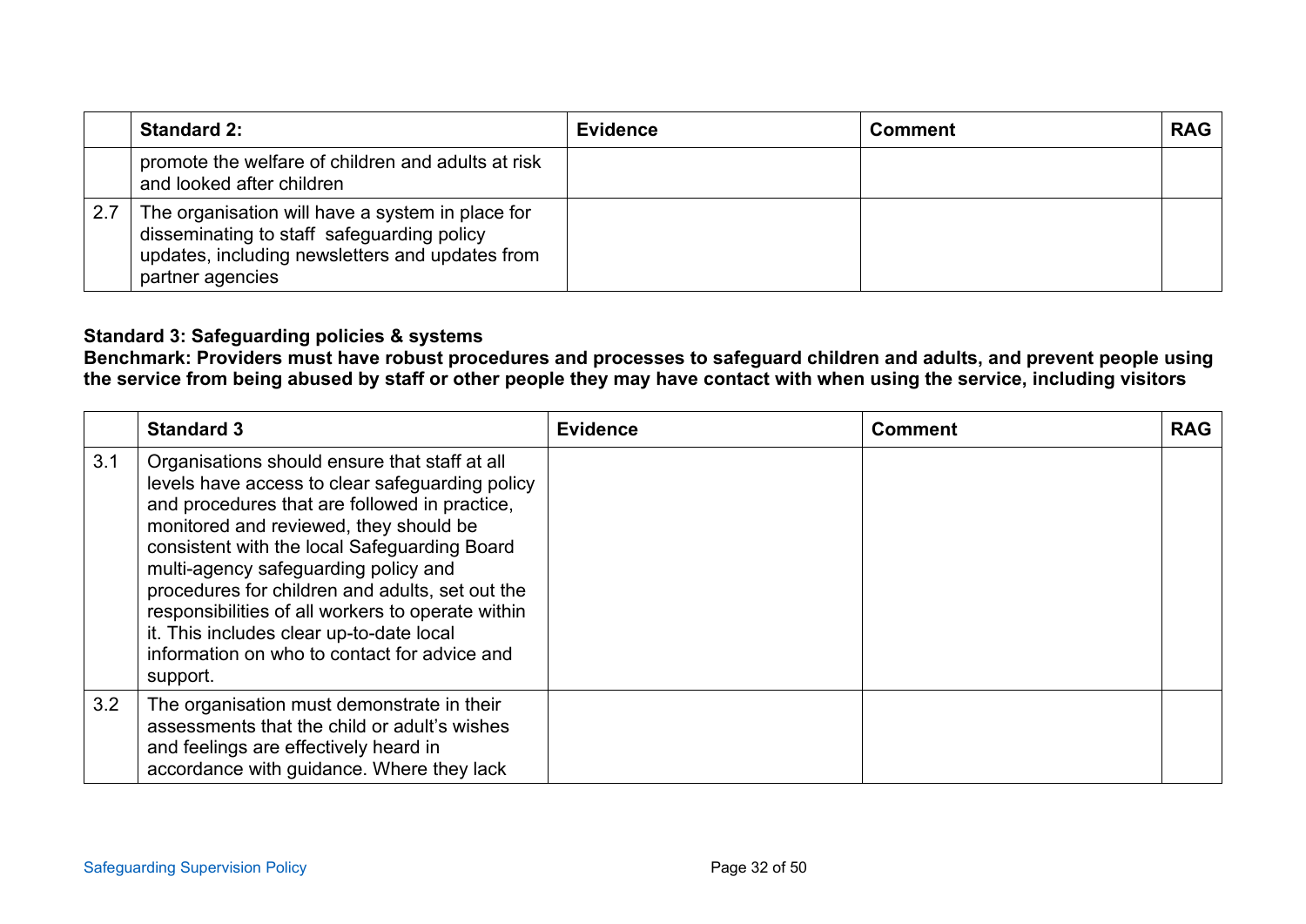| | Standard 2: | Evidence | Comment | RAG |
|---|---|---|---|---|
| | promote the welfare of children and adults at risk and looked after children | | | |
| 2.7 | The organisation will have a system in place for disseminating to staff safeguarding policy updates, including newsletters and updates from partner agencies | | | |

**Standard 3: Safeguarding policies & systems**

**Benchmark: Providers must have robust procedures and processes to safeguard children and adults, and prevent people using the service from being abused by staff or other people they may have contact with when using the service, including visitors**

| | Standard 3 | Evidence | Comment | RAG |
|---|---|---|---|---|
| 3.1 | Organisations should ensure that staff at all levels have access to clear safeguarding policy and procedures that are followed in practice, monitored and reviewed, they should be consistent with the local Safeguarding Board multi-agency safeguarding policy and procedures for children and adults, set out the responsibilities of all workers to operate within it. This includes clear up-to-date local information on who to contact for advice and support. | | | |
| 3.2 | The organisation must demonstrate in their assessments that the child or adult's wishes and feelings are effectively heard in accordance with guidance. Where they lack | | | |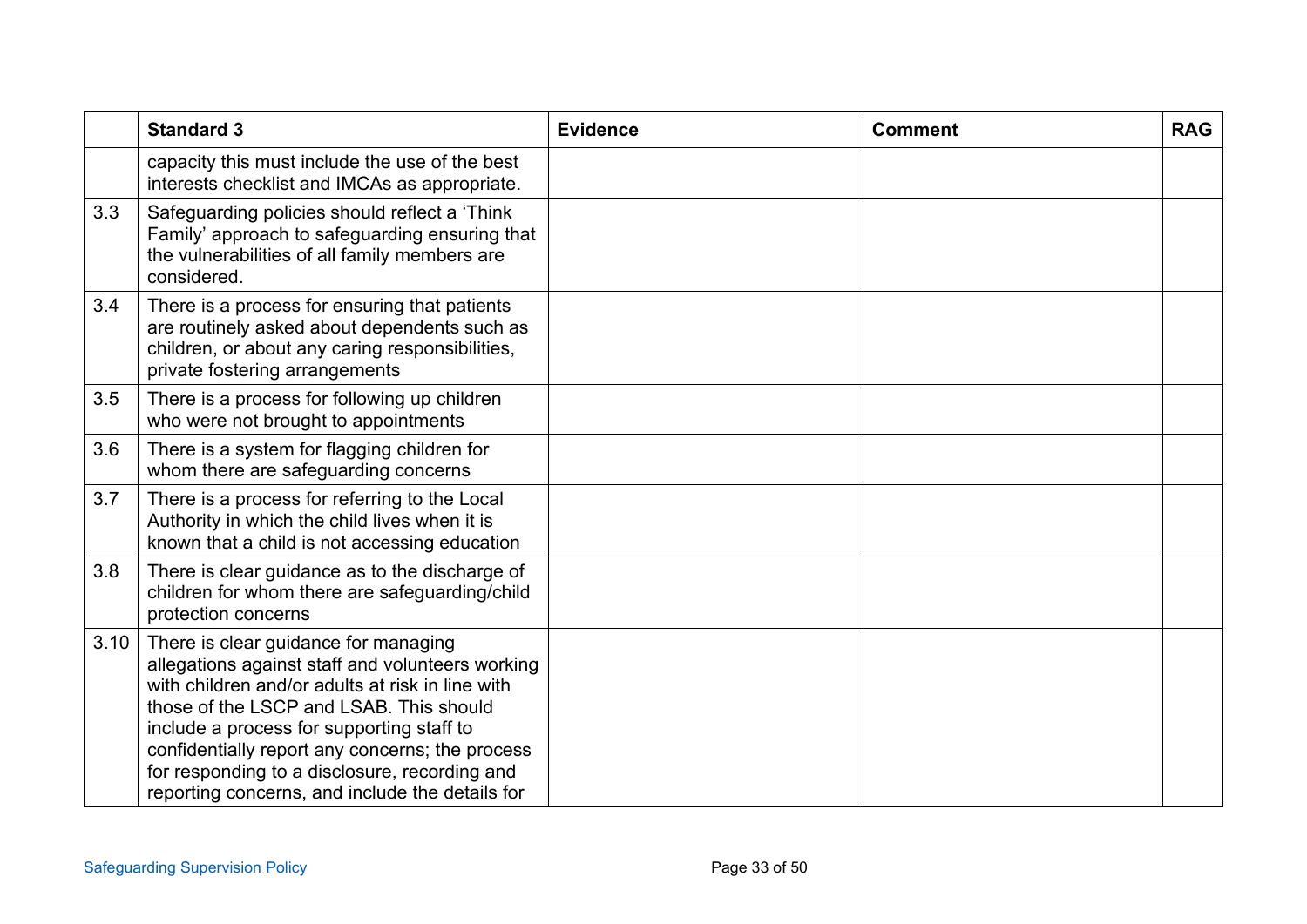|  | Standard 3 | Evidence | Comment | RAG |
|---|---|---|---|---|
|  | capacity this must include the use of the best interests checklist and IMCAs as appropriate. |  |  |  |
| 3.3 | Safeguarding policies should reflect a 'Think Family' approach to safeguarding ensuring that the vulnerabilities of all family members are considered. |  |  |  |
| 3.4 | There is a process for ensuring that patients are routinely asked about dependents such as children, or about any caring responsibilities, private fostering arrangements |  |  |  |
| 3.5 | There is a process for following up children who were not brought to appointments |  |  |  |
| 3.6 | There is a system for flagging children for whom there are safeguarding concerns |  |  |  |
| 3.7 | There is a process for referring to the Local Authority in which the child lives when it is known that a child is not accessing education |  |  |  |
| 3.8 | There is clear guidance as to the discharge of children for whom there are safeguarding/child protection concerns |  |  |  |
| 3.10 | There is clear guidance for managing allegations against staff and volunteers working with children and/or adults at risk in line with those of the LSCP and LSAB. This should include a process for supporting staff to confidentially report any concerns; the process for responding to a disclosure, recording and reporting concerns, and include the details for |  |  |  |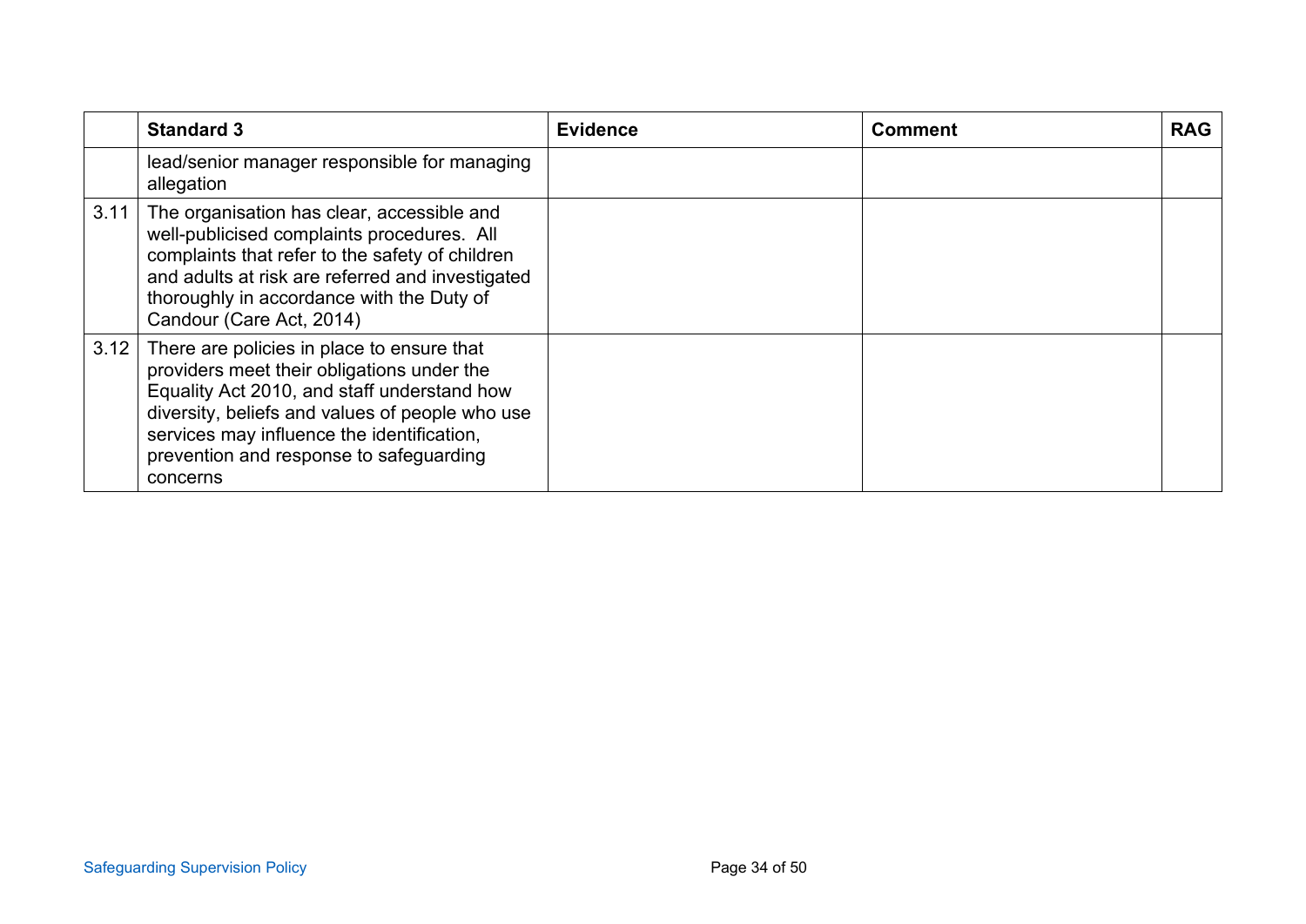|  | Standard 3 | Evidence | Comment | RAG |
|---|---|---|---|---|
|  | lead/senior manager responsible for managing allegation |  |  |  |
| 3.11 | The organisation has clear, accessible and well-publicised complaints procedures. All complaints that refer to the safety of children and adults at risk are referred and investigated thoroughly in accordance with the Duty of Candour (Care Act, 2014) |  |  |  |
| 3.12 | There are policies in place to ensure that providers meet their obligations under the Equality Act 2010, and staff understand how diversity, beliefs and values of people who use services may influence the identification, prevention and response to safeguarding concerns |  |  |  |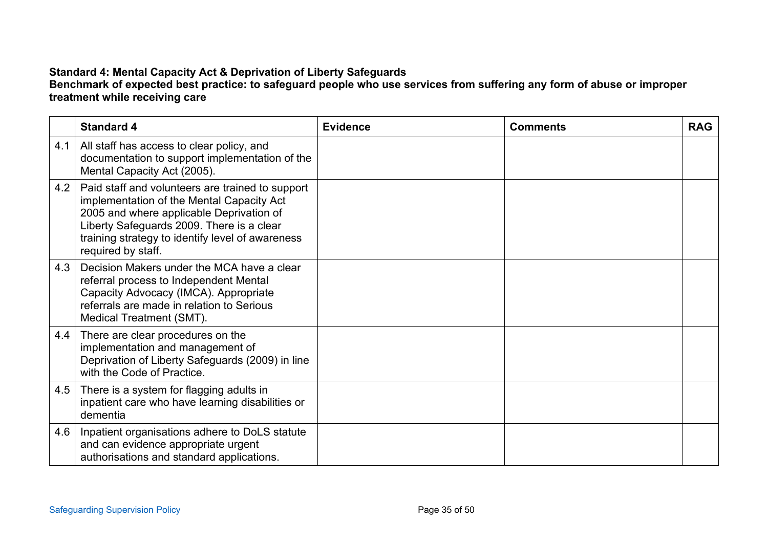**Standard 4: Mental Capacity Act & Deprivation of Liberty Safeguards**
**Benchmark of expected best practice: to safeguard people who use services from suffering any form of abuse or improper treatment while receiving care**

| | Standard 4 | Evidence | Comments | RAG |
|---|---|---|---|---|
| 4.1 | All staff has access to clear policy, and documentation to support implementation of the Mental Capacity Act (2005). | | | |
| 4.2 | Paid staff and volunteers are trained to support implementation of the Mental Capacity Act 2005 and where applicable Deprivation of Liberty Safeguards 2009. There is a clear training strategy to identify level of awareness required by staff. | | | |
| 4.3 | Decision Makers under the MCA have a clear referral process to Independent Mental Capacity Advocacy (IMCA). Appropriate referrals are made in relation to Serious Medical Treatment (SMT). | | | |
| 4.4 | There are clear procedures on the implementation and management of Deprivation of Liberty Safeguards (2009) in line with the Code of Practice. | | | |
| 4.5 | There is a system for flagging adults in inpatient care who have learning disabilities or dementia | | | |
| 4.6 | Inpatient organisations adhere to DoLS statute and can evidence appropriate urgent authorisations and standard applications. | | | |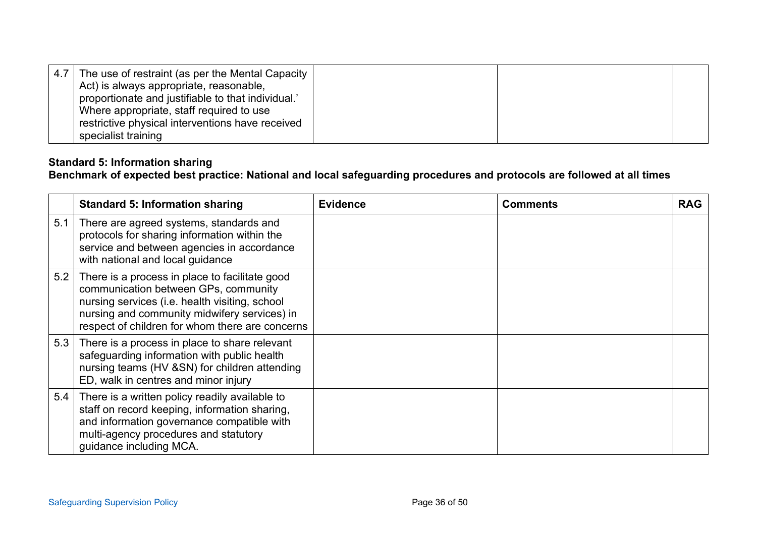| | | | | |
|---|---|---|---|---|
| 4.7 | The use of restraint (as per the Mental Capacity Act) is always appropriate, reasonable, proportionate and justifiable to that individual.' Where appropriate, staff required to use restrictive physical interventions have received specialist training | | | |

**Standard 5: Information sharing**
**Benchmark of expected best practice: National and local safeguarding procedures and protocols are followed at all times**

| | Standard 5: Information sharing | Evidence | Comments | RAG |
|---|---|---|---|---|
| 5.1 | There are agreed systems, standards and protocols for sharing information within the service and between agencies in accordance with national and local guidance | | | |
| 5.2 | There is a process in place to facilitate good communication between GPs, community nursing services (i.e. health visiting, school nursing and community midwifery services) in respect of children for whom there are concerns | | | |
| 5.3 | There is a process in place to share relevant safeguarding information with public health nursing teams (HV &SN) for children attending ED, walk in centres and minor injury | | | |
| 5.4 | There is a written policy readily available to staff on record keeping, information sharing, and information governance compatible with multi-agency procedures and statutory guidance including MCA. | | | |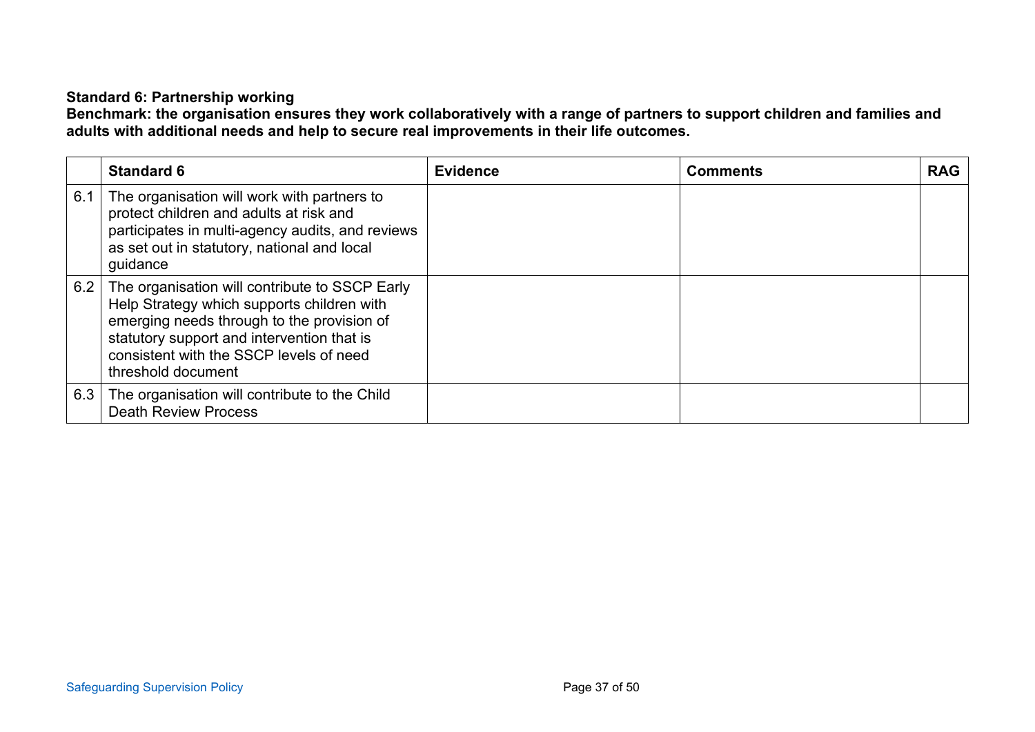**Standard 6: Partnership working**
**Benchmark: the organisation ensures they work collaboratively with a range of partners to support children and families and adults with additional needs and help to secure real improvements in their life outcomes.**

| | Standard 6 | Evidence | Comments | RAG |
|---|---|---|---|---|
| 6.1 | The organisation will work with partners to protect children and adults at risk and participates in multi-agency audits, and reviews as set out in statutory, national and local guidance | | | |
| 6.2 | The organisation will contribute to SSCP Early Help Strategy which supports children with emerging needs through to the provision of statutory support and intervention that is consistent with the SSCP levels of need threshold document | | | |
| 6.3 | The organisation will contribute to the Child Death Review Process | | | |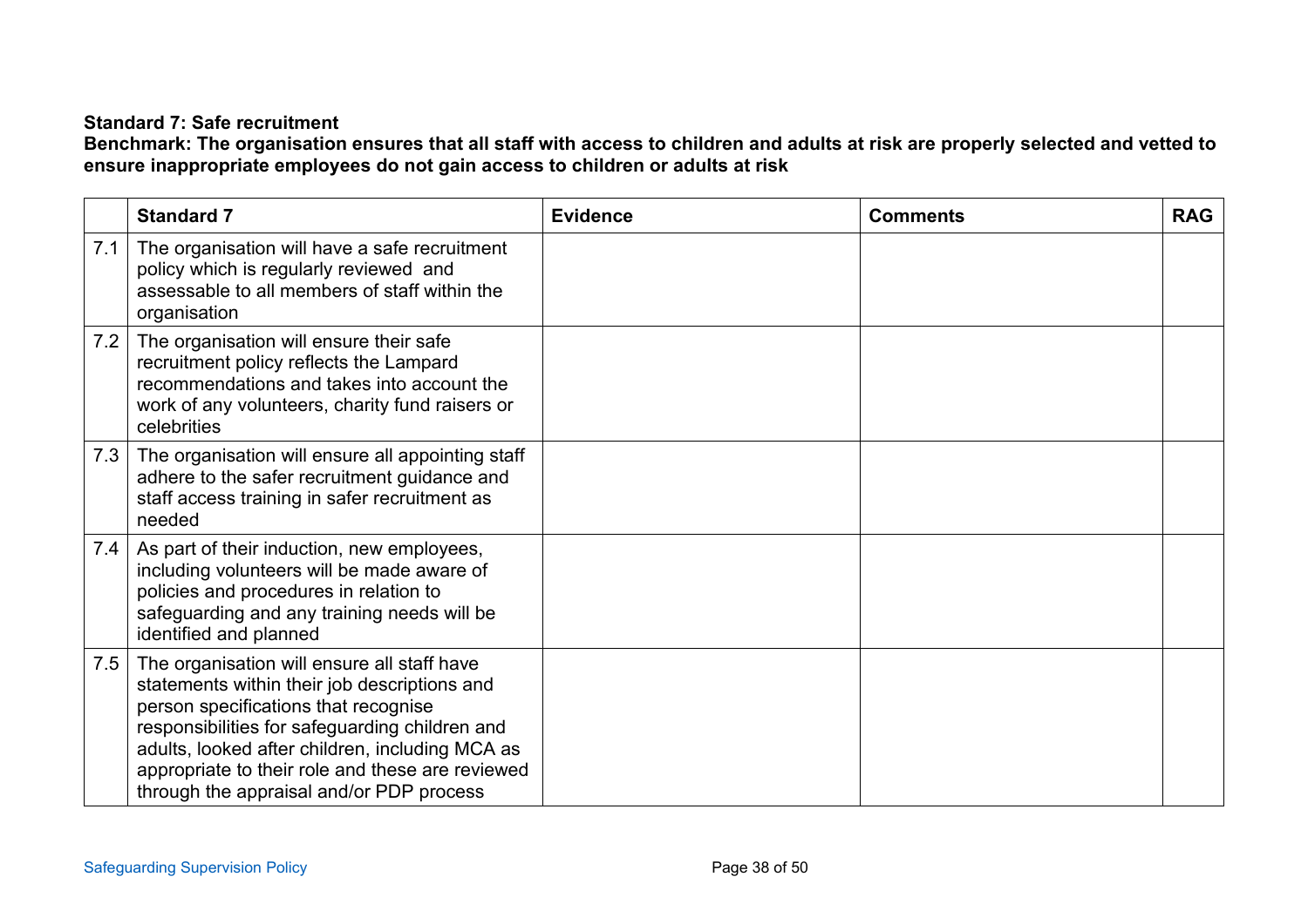**Standard 7: Safe recruitment**

**Benchmark: The organisation ensures that all staff with access to children and adults at risk are properly selected and vetted to ensure inappropriate employees do not gain access to children or adults at risk**

| | Standard 7 | Evidence | Comments | RAG |
|---|---|---|---|---|
| 7.1 | The organisation will have a safe recruitment policy which is regularly reviewed and assessable to all members of staff within the organisation | | | |
| 7.2 | The organisation will ensure their safe recruitment policy reflects the Lampard recommendations and takes into account the work of any volunteers, charity fund raisers or celebrities | | | |
| 7.3 | The organisation will ensure all appointing staff adhere to the safer recruitment guidance and staff access training in safer recruitment as needed | | | |
| 7.4 | As part of their induction, new employees, including volunteers will be made aware of policies and procedures in relation to safeguarding and any training needs will be identified and planned | | | |
| 7.5 | The organisation will ensure all staff have statements within their job descriptions and person specifications that recognise responsibilities for safeguarding children and adults, looked after children, including MCA as appropriate to their role and these are reviewed through the appraisal and/or PDP process | | | |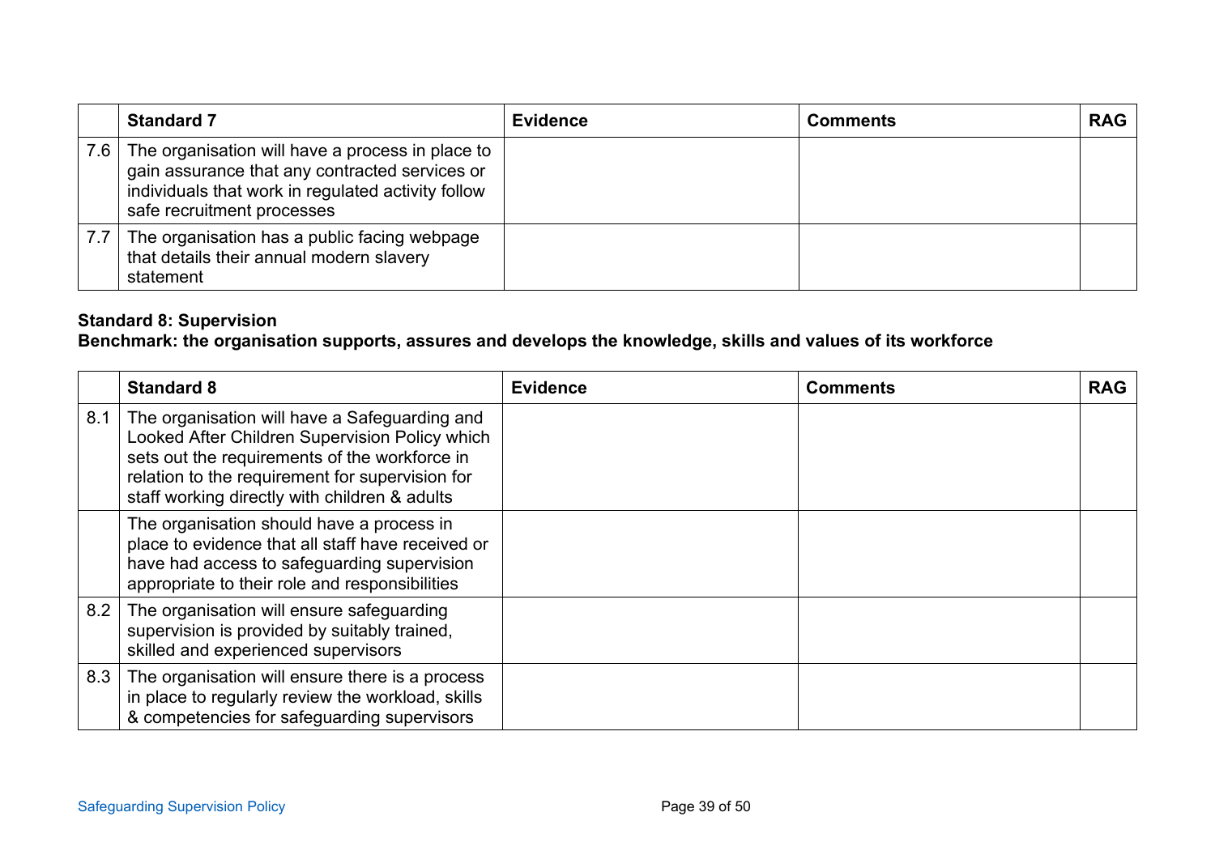| | Standard 7 | Evidence | Comments | RAG |
|---|---|---|---|---|
| 7.6 | The organisation will have a process in place to gain assurance that any contracted services or individuals that work in regulated activity follow safe recruitment processes | | | |
| 7.7 | The organisation has a public facing webpage that details their annual modern slavery statement | | | |

**Standard 8: Supervision**
**Benchmark: the organisation supports, assures and develops the knowledge, skills and values of its workforce**

| | Standard 8 | Evidence | Comments | RAG |
|---|---|---|---|---|
| 8.1 | The organisation will have a Safeguarding and Looked After Children Supervision Policy which sets out the requirements of the workforce in relation to the requirement for supervision for staff working directly with children & adults | | | |
| | The organisation should have a process in place to evidence that all staff have received or have had access to safeguarding supervision appropriate to their role and responsibilities | | | |
| 8.2 | The organisation will ensure safeguarding supervision is provided by suitably trained, skilled and experienced supervisors | | | |
| 8.3 | The organisation will ensure there is a process in place to regularly review the workload, skills & competencies for safeguarding supervisors | | | |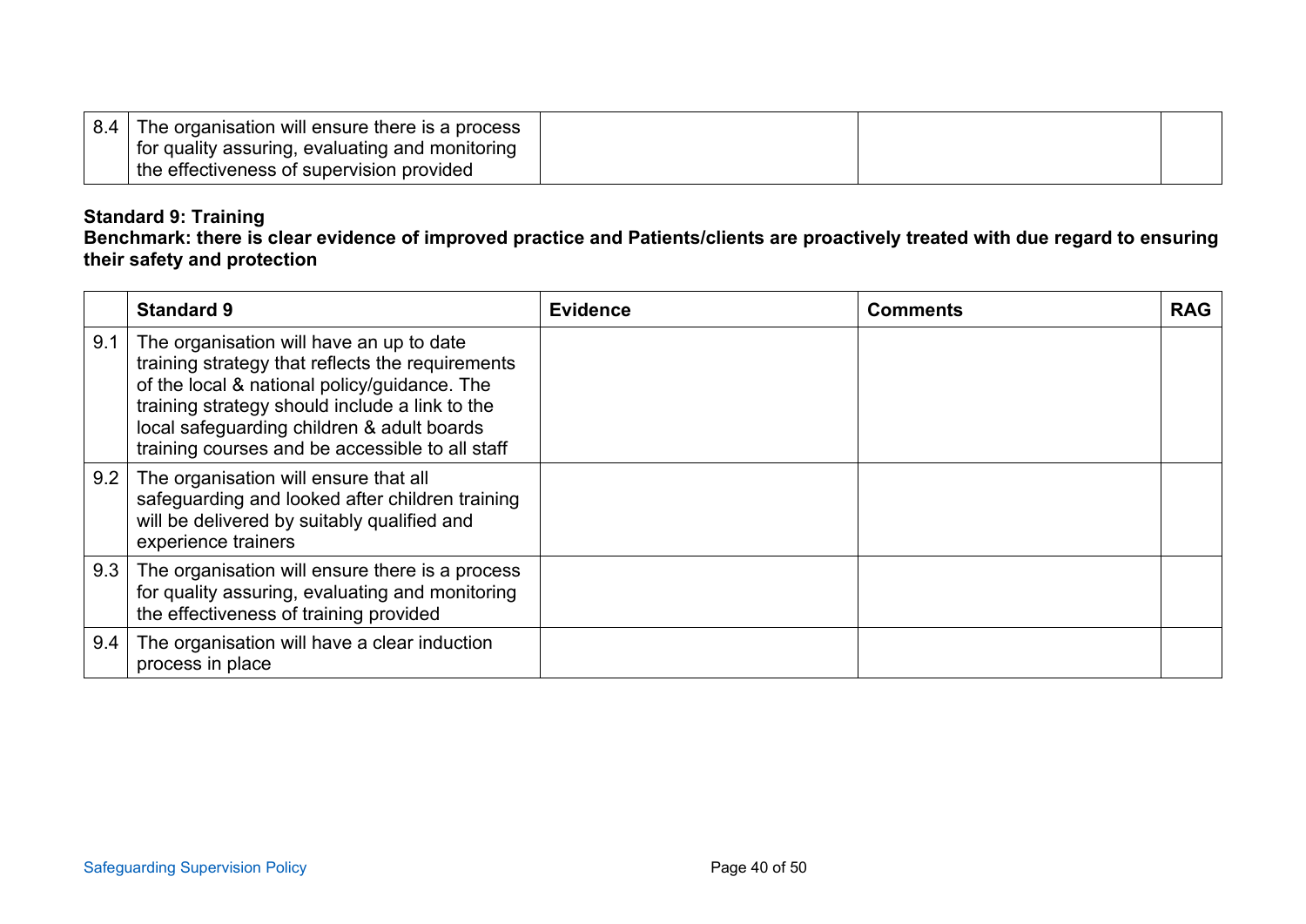| | | | | |
|---|---|---|---|---|
| 8.4 | The organisation will ensure there is a process for quality assuring, evaluating and monitoring the effectiveness of supervision provided | | | |

**Standard 9: Training**
**Benchmark: there is clear evidence of improved practice and Patients/clients are proactively treated with due regard to ensuring their safety and protection**

| | Standard 9 | Evidence | Comments | RAG |
|---|---|---|---|---|
| 9.1 | The organisation will have an up to date training strategy that reflects the requirements of the local & national policy/guidance. The training strategy should include a link to the local safeguarding children & adult boards training courses and be accessible to all staff | | | |
| 9.2 | The organisation will ensure that all safeguarding and looked after children training will be delivered by suitably qualified and experience trainers | | | |
| 9.3 | The organisation will ensure there is a process for quality assuring, evaluating and monitoring the effectiveness of training provided | | | |
| 9.4 | The organisation will have a clear induction process in place | | | |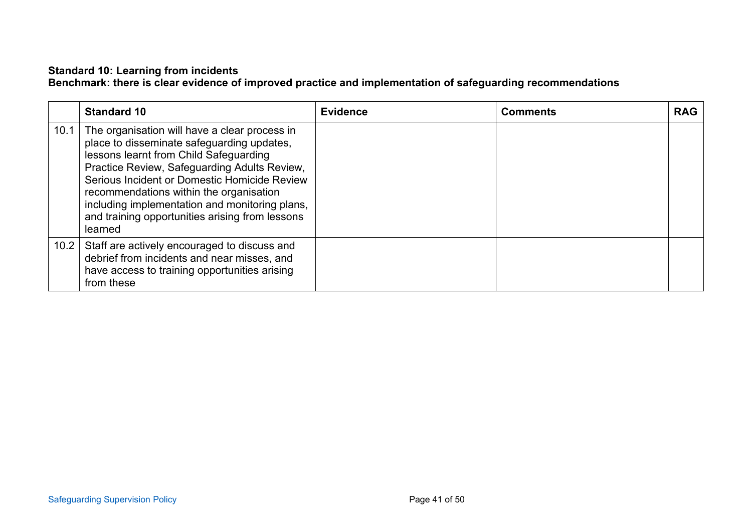**Standard 10: Learning from incidents**
**Benchmark: there is clear evidence of improved practice and implementation of safeguarding recommendations**

| | **Standard 10** | **Evidence** | **Comments** | **RAG** |
|---|---|---|---|---|
| 10.1 | The organisation will have a clear process in place to disseminate safeguarding updates, lessons learnt from Child Safeguarding Practice Review, Safeguarding Adults Review, Serious Incident or Domestic Homicide Review recommendations within the organisation including implementation and monitoring plans, and training opportunities arising from lessons learned | | | |
| 10.2 | Staff are actively encouraged to discuss and debrief from incidents and near misses, and have access to training opportunities arising from these | | | |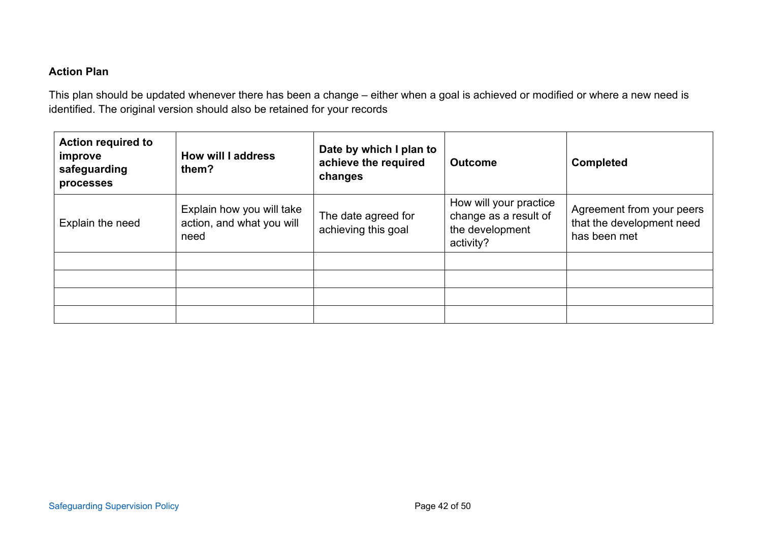**Action Plan**

This plan should be updated whenever there has been a change – either when a goal is achieved or modified or where a new need is identified. The original version should also be retained for your records

| **Action required to improve safeguarding processes** | **How will I address them?** | **Date by which I plan to achieve the required changes** | **Outcome** | **Completed** |
|---|---|---|---|---|
| Explain the need | Explain how you will take action, and what you will need | The date agreed for achieving this goal | How will your practice change as a result of the development activity? | Agreement from your peers that the development need has been met |
| | | | | |
| | | | | |
| | | | | |
| | | | | |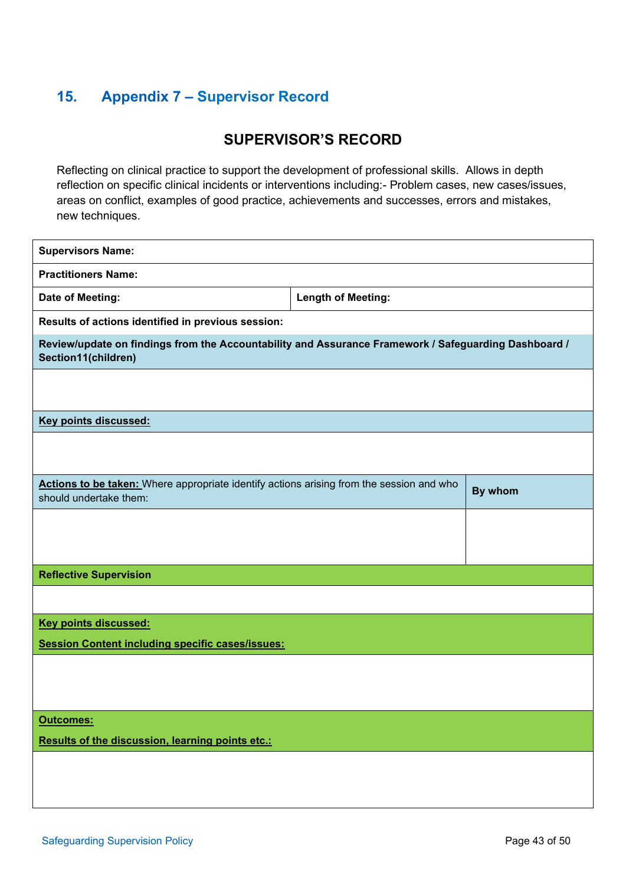## 15. Appendix 7 – Supervisor Record

### SUPERVISOR'S RECORD

Reflecting on clinical practice to support the development of professional skills. Allows in depth reflection on specific clinical incidents or interventions including:- Problem cases, new cases/issues, areas on conflict, examples of good practice, achievements and successes, errors and mistakes, new techniques.

| **Supervisors Name:** | |
|---|---|
| **Practitioners Name:** | |
| **Date of Meeting:** | **Length of Meeting:** |
| **Results of actions identified in previous session:** | |
| **Review/update on findings from the Accountability and Assurance Framework / Safeguarding Dashboard / Section11(children)** | |
| | |
| **Key points discussed:** | |
| | |
| **Actions to be taken:** Where appropriate identify actions arising from the session and who should undertake them: | **By whom** |
| | |
| **Reflective Supervision** | |
| | |
| **Key points discussed:** **Session Content including specific cases/issues:** | |
| | |
| **Outcomes:** **Results of the discussion, learning points etc.:** | |
| | |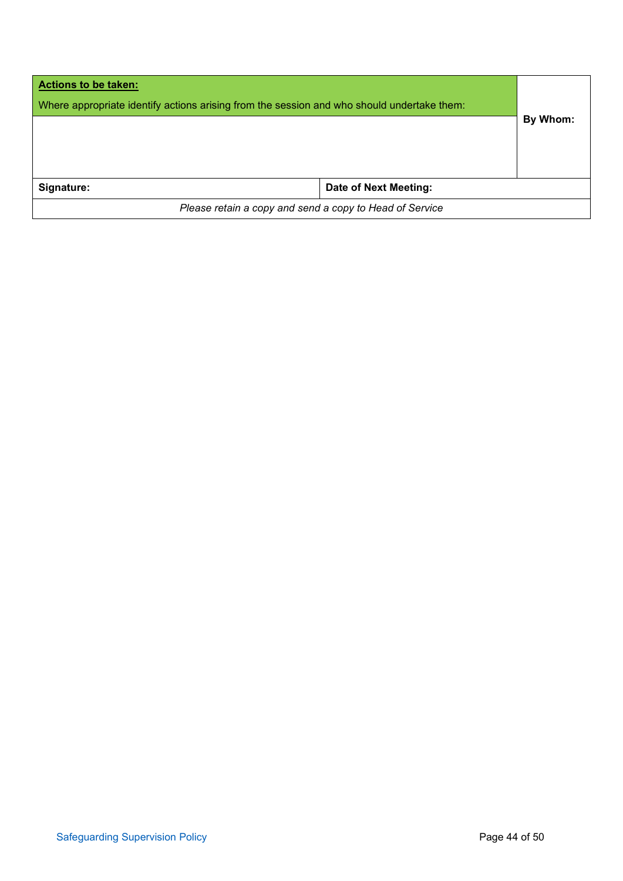| **Actions to be taken:**<br>Where appropriate identify actions arising from the session and who should undertake them: | | **By Whom:** |
|---|---|---|
| | | |
| **Signature:** | **Date of Next Meeting:** | |
| *Please retain a copy and send a copy to Head of Service* | | |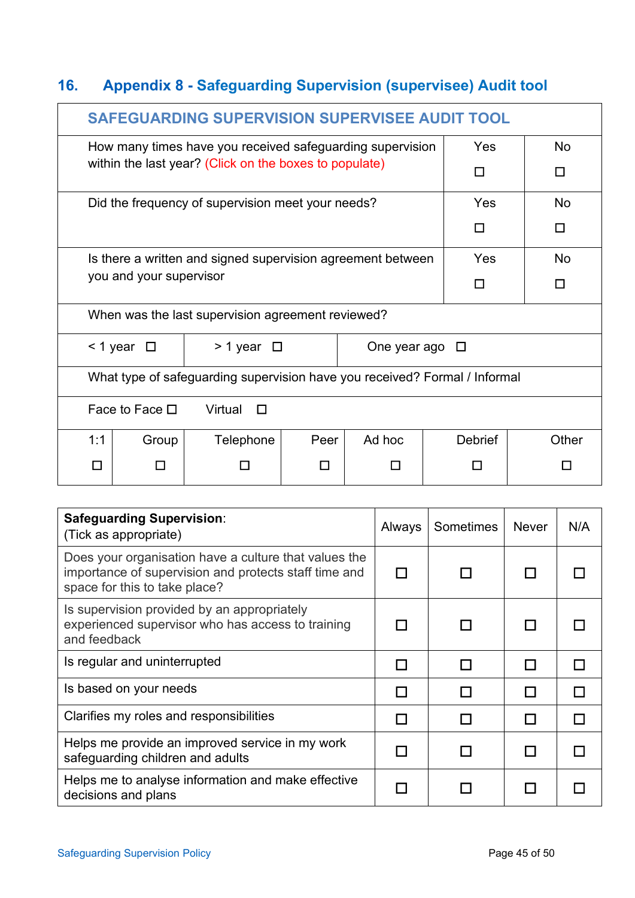## 16. Appendix 8 - Safeguarding Supervision (supervisee) Audit tool

| SAFEGUARDING SUPERVISION SUPERVISEE AUDIT TOOL | | | | | | |
|---|---|---|---|---|---|---|
| How many times have you received safeguarding supervision within the last year? (Click on the boxes to populate) | | | | | Yes ☐ | No ☐ |
| Did the frequency of supervision meet your needs? | | | | | Yes ☐ | No ☐ |
| Is there a written and signed supervision agreement between you and your supervisor | | | | | Yes ☐ | No ☐ |
| When was the last supervision agreement reviewed? | | | | | | |
| < 1 year ☐ | > 1 year ☐ | | One year ago ☐ | | | |
| What type of safeguarding supervision have you received? Formal / Informal | | | | | | |
| Face to Face ☐ | Virtual ☐ | | | | | |
| 1:1 ☐ | Group ☐ | Telephone ☐ | Peer ☐ | Ad hoc ☐ | Debrief ☐ | Other ☐ |

| **Safeguarding Supervision**:<br>(Tick as appropriate) | Always | Sometimes | Never | N/A |
|---|---|---|---|---|
| Does your organisation have a culture that values the importance of supervision and protects staff time and space for this to take place? | ☐ | ☐ | ☐ | ☐ |
| Is supervision provided by an appropriately experienced supervisor who has access to training and feedback | ☐ | ☐ | ☐ | ☐ |
| Is regular and uninterrupted | ☐ | ☐ | ☐ | ☐ |
| Is based on your needs | ☐ | ☐ | ☐ | ☐ |
| Clarifies my roles and responsibilities | ☐ | ☐ | ☐ | ☐ |
| Helps me provide an improved service in my work safeguarding children and adults | ☐ | ☐ | ☐ | ☐ |
| Helps me to analyse information and make effective decisions and plans | ☐ | ☐ | ☐ | ☐ |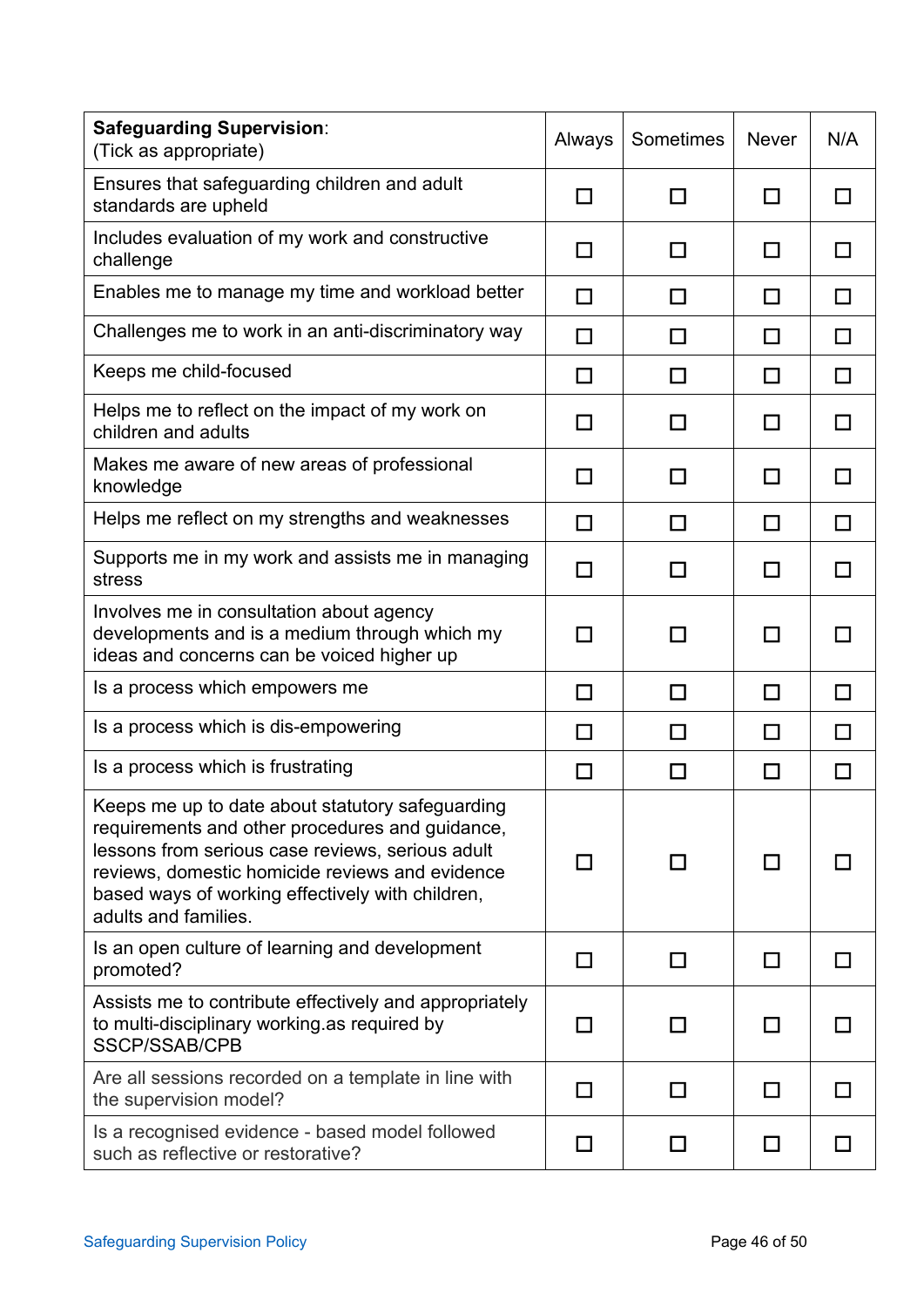| **Safeguarding Supervision**: (Tick as appropriate) | Always | Sometimes | Never | N/A |
|---|---|---|---|---|
| Ensures that safeguarding children and adult standards are upheld | ☐ | ☐ | ☐ | ☐ |
| Includes evaluation of my work and constructive challenge | ☐ | ☐ | ☐ | ☐ |
| Enables me to manage my time and workload better | ☐ | ☐ | ☐ | ☐ |
| Challenges me to work in an anti-discriminatory way | ☐ | ☐ | ☐ | ☐ |
| Keeps me child-focused | ☐ | ☐ | ☐ | ☐ |
| Helps me to reflect on the impact of my work on children and adults | ☐ | ☐ | ☐ | ☐ |
| Makes me aware of new areas of professional knowledge | ☐ | ☐ | ☐ | ☐ |
| Helps me reflect on my strengths and weaknesses | ☐ | ☐ | ☐ | ☐ |
| Supports me in my work and assists me in managing stress | ☐ | ☐ | ☐ | ☐ |
| Involves me in consultation about agency developments and is a medium through which my ideas and concerns can be voiced higher up | ☐ | ☐ | ☐ | ☐ |
| Is a process which empowers me | ☐ | ☐ | ☐ | ☐ |
| Is a process which is dis-empowering | ☐ | ☐ | ☐ | ☐ |
| Is a process which is frustrating | ☐ | ☐ | ☐ | ☐ |
| Keeps me up to date about statutory safeguarding requirements and other procedures and guidance, lessons from serious case reviews, serious adult reviews, domestic homicide reviews and evidence based ways of working effectively with children, adults and families. | ☐ | ☐ | ☐ | ☐ |
| Is an open culture of learning and development promoted? | ☐ | ☐ | ☐ | ☐ |
| Assists me to contribute effectively and appropriately to multi-disciplinary working.as required by SSCP/SSAB/CPB | ☐ | ☐ | ☐ | ☐ |
| Are all sessions recorded on a template in line with the supervision model? | ☐ | ☐ | ☐ | ☐ |
| Is a recognised evidence - based model followed such as reflective or restorative? | ☐ | ☐ | ☐ | ☐ |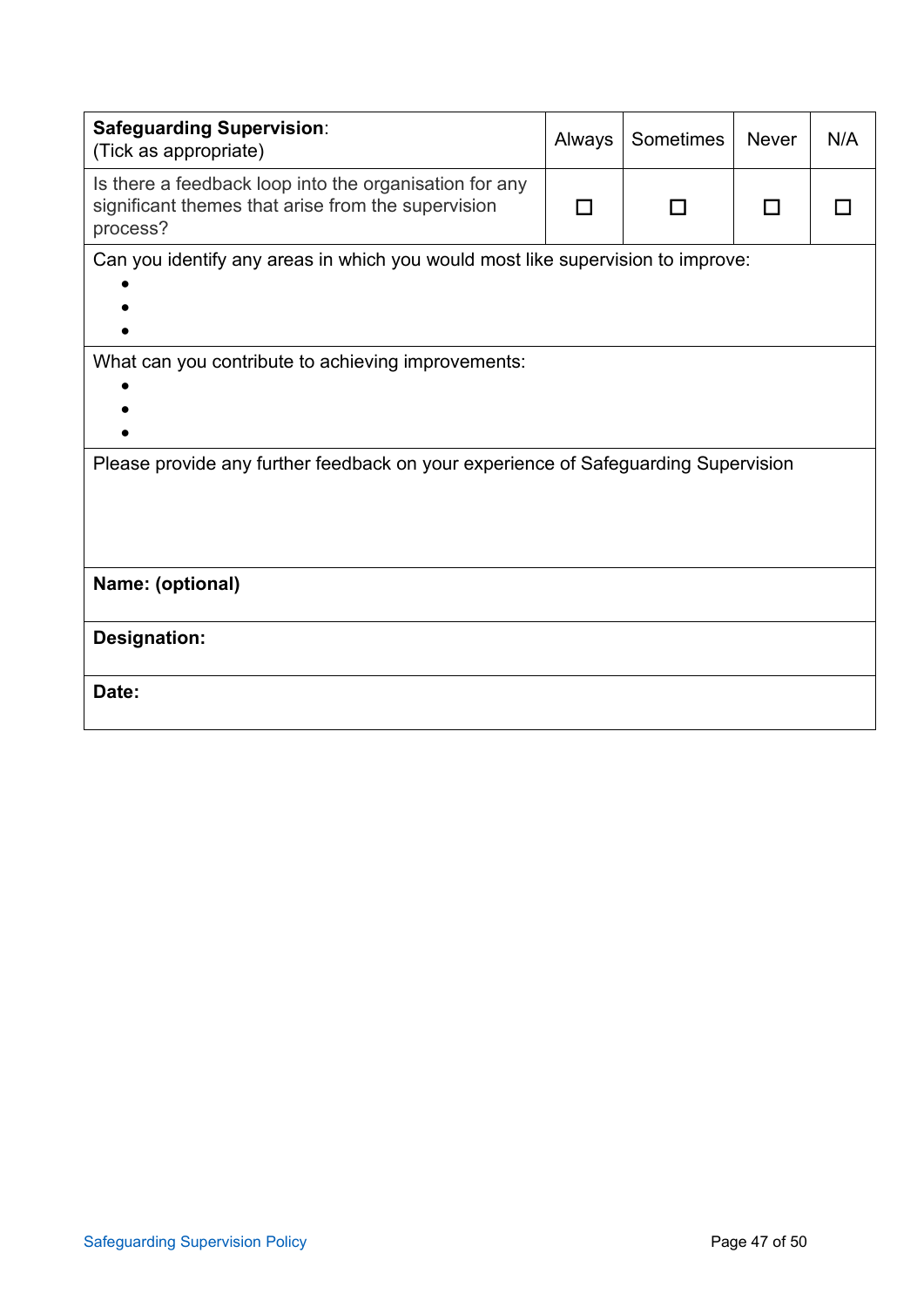| **Safeguarding Supervision**: (Tick as appropriate) | Always | Sometimes | Never | N/A |
|---|---|---|---|---|
| Is there a feedback loop into the organisation for any significant themes that arise from the supervision process? | ☐ | ☐ | ☐ | ☐ |

Can you identify any areas in which you would most like supervision to improve:

- 
- 
- 

What can you contribute to achieving improvements:

- 
- 
- 

Please provide any further feedback on your experience of Safeguarding Supervision

**Name: (optional)**

**Designation:**

**Date:**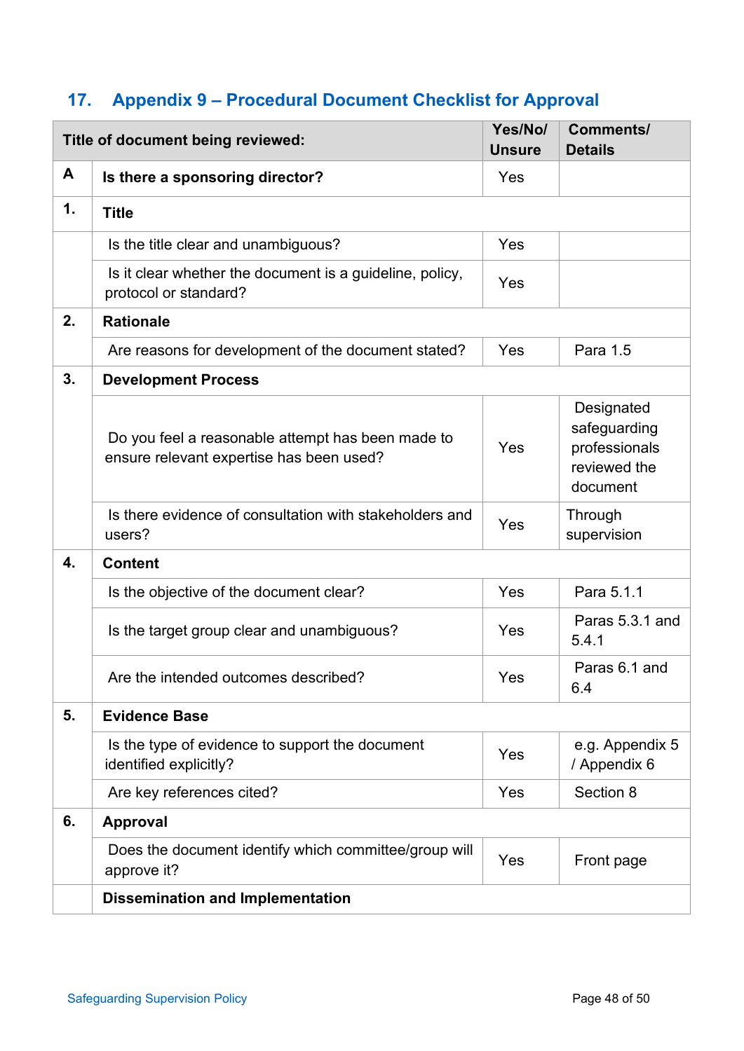## 17. Appendix 9 – Procedural Document Checklist for Approval

| | Title of document being reviewed: | Yes/No/ Unsure | Comments/ Details |
|---|---|---|---|
| **A** | **Is there a sponsoring director?** | Yes | |
| **1.** | **Title** | | |
| | Is the title clear and unambiguous? | Yes | |
| | Is it clear whether the document is a guideline, policy, protocol or standard? | Yes | |
| **2.** | **Rationale** | | |
| | Are reasons for development of the document stated? | Yes | Para 1.5 |
| **3.** | **Development Process** | | |
| | Do you feel a reasonable attempt has been made to ensure relevant expertise has been used? | Yes | Designated safeguarding professionals reviewed the document |
| | Is there evidence of consultation with stakeholders and users? | Yes | Through supervision |
| **4.** | **Content** | | |
| | Is the objective of the document clear? | Yes | Para 5.1.1 |
| | Is the target group clear and unambiguous? | Yes | Paras 5.3.1 and 5.4.1 |
| | Are the intended outcomes described? | Yes | Paras 6.1 and 6.4 |
| **5.** | **Evidence Base** | | |
| | Is the type of evidence to support the document identified explicitly? | Yes | e.g. Appendix 5 / Appendix 6 |
| | Are key references cited? | Yes | Section 8 |
| **6.** | **Approval** | | |
| | Does the document identify which committee/group will approve it? | Yes | Front page |
| | **Dissemination and Implementation** | | |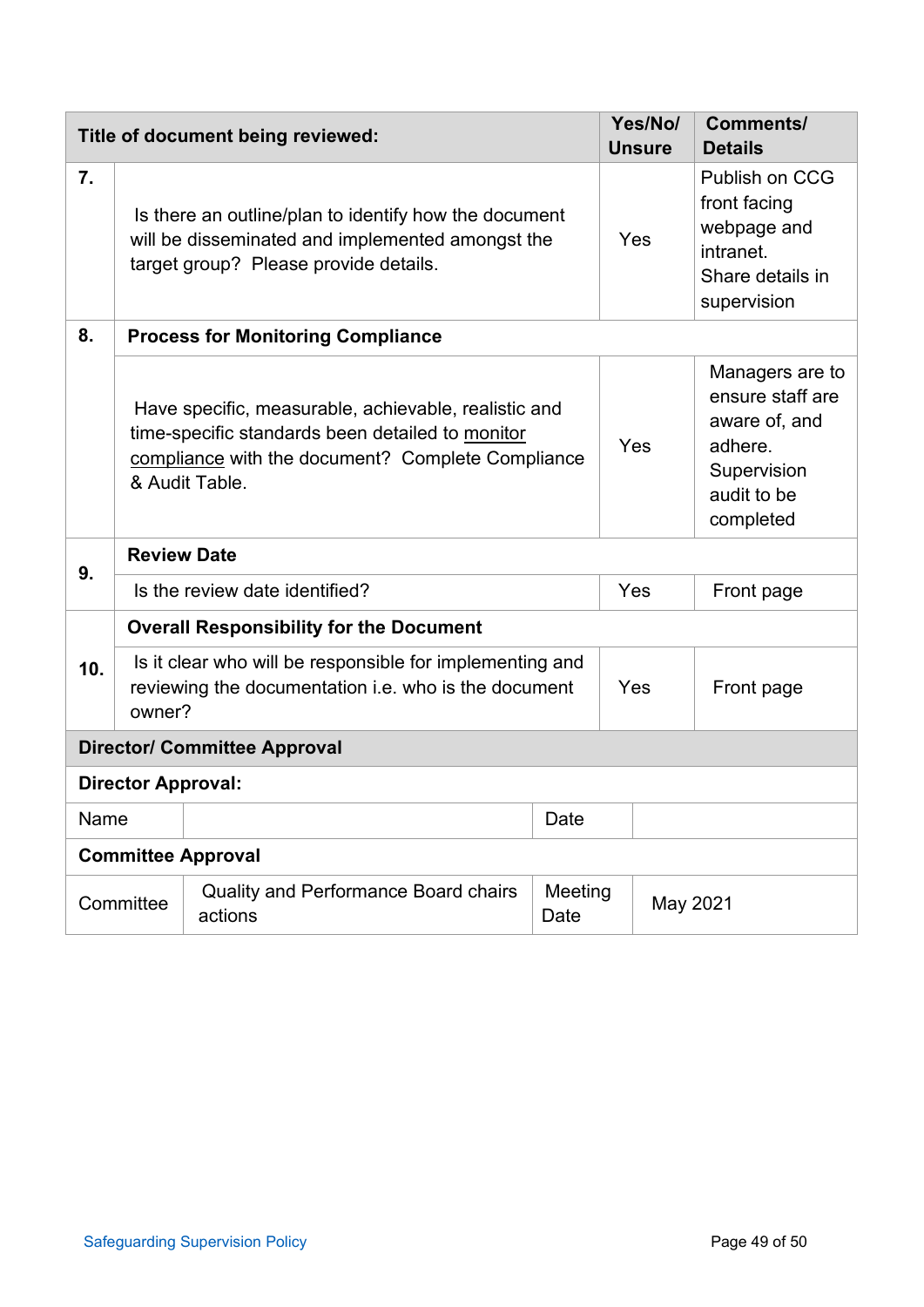| Title of document being reviewed: | | Yes/No/ Unsure | Comments/ Details |
|---|---|---|---|
| 7. | Is there an outline/plan to identify how the document will be disseminated and implemented amongst the target group? Please provide details. | Yes | Publish on CCG front facing webpage and intranet. Share details in supervision |
| 8. | **Process for Monitoring Compliance** | | |
| | Have specific, measurable, achievable, realistic and time-specific standards been detailed to monitor compliance with the document? Complete Compliance & Audit Table. | Yes | Managers are to ensure staff are aware of, and adhere. Supervision audit to be completed |
| 9. | **Review Date** | | |
| | Is the review date identified? | Yes | Front page |
| 10. | **Overall Responsibility for the Document** | | |
| | Is it clear who will be responsible for implementing and reviewing the documentation i.e. who is the document owner? | Yes | Front page |

| Director/ Committee Approval | | | |
|---|---|---|---|
| **Director Approval:** | | | |
| Name | | Date | |
| **Committee Approval** | | | |
| Committee | Quality and Performance Board chairs actions | Meeting Date | May 2021 |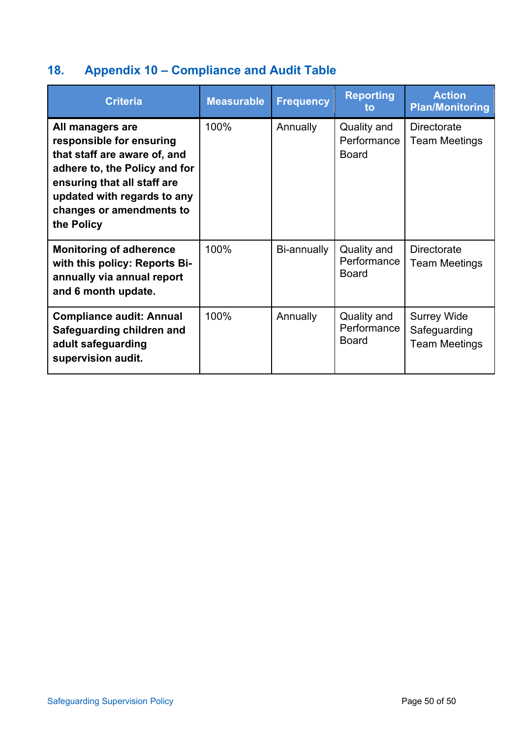## 18. Appendix 10 – Compliance and Audit Table

| Criteria | Measurable | Frequency | Reporting to | Action Plan/Monitoring |
|---|---|---|---|---|
| **All managers are responsible for ensuring that staff are aware of, and adhere to, the Policy and for ensuring that all staff are updated with regards to any changes or amendments to the Policy** | 100% | Annually | Quality and Performance Board | Directorate Team Meetings |
| **Monitoring of adherence with this policy: Reports Bi-annually via annual report and 6 month update.** | 100% | Bi-annually | Quality and Performance Board | Directorate Team Meetings |
| **Compliance audit: Annual Safeguarding children and adult safeguarding supervision audit.** | 100% | Annually | Quality and Performance Board | Surrey Wide Safeguarding Team Meetings |